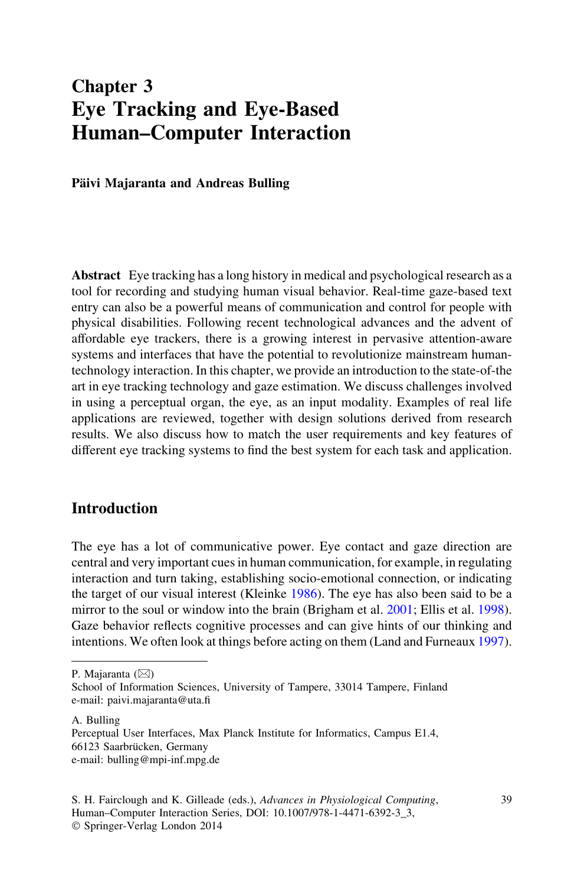# Chapter 3
# Eye Tracking and Eye-Based Human–Computer Interaction

**Päivi Majaranta and Andreas Bulling**

**Abstract** Eye tracking has a long history in medical and psychological research as a tool for recording and studying human visual behavior. Real-time gaze-based text entry can also be a powerful means of communication and control for people with physical disabilities. Following recent technological advances and the advent of affordable eye trackers, there is a growing interest in pervasive attention-aware systems and interfaces that have the potential to revolutionize mainstream human-technology interaction. In this chapter, we provide an introduction to the state-of-the art in eye tracking technology and gaze estimation. We discuss challenges involved in using a perceptual organ, the eye, as an input modality. Examples of real life applications are reviewed, together with design solutions derived from research results. We also discuss how to match the user requirements and key features of different eye tracking systems to find the best system for each task and application.

## Introduction

The eye has a lot of communicative power. Eye contact and gaze direction are central and very important cues in human communication, for example, in regulating interaction and turn taking, establishing socio-emotional connection, or indicating the target of our visual interest (Kleinke 1986). The eye has also been said to be a mirror to the soul or window into the brain (Brigham et al. 2001; Ellis et al. 1998). Gaze behavior reflects cognitive processes and can give hints of our thinking and intentions. We often look at things before acting on them (Land and Furneaux 1997).

---

P. Majaranta (✉)
School of Information Sciences, University of Tampere, 33014 Tampere, Finland
e-mail: paivi.majaranta@uta.fi

A. Bulling
Perceptual User Interfaces, Max Planck Institute for Informatics, Campus E1.4, 66123 Saarbrücken, Germany
e-mail: bulling@mpi-inf.mpg.de

S. H. Fairclough and K. Gilleade (eds.), *Advances in Physiological Computing*, Human–Computer Interaction Series, DOI: 10.1007/978-1-4471-6392-3_3, © Springer-Verlag London 2014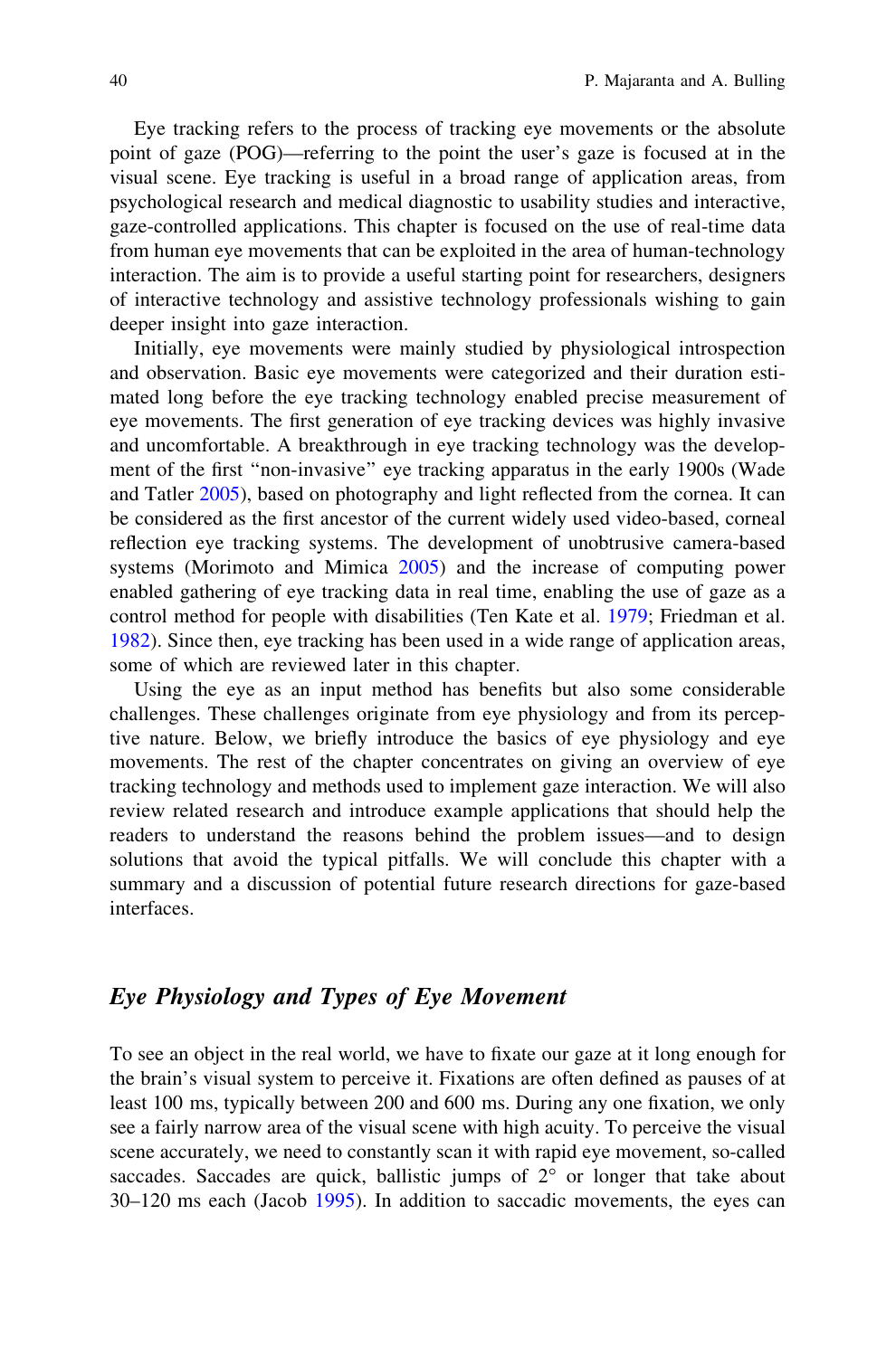Eye tracking refers to the process of tracking eye movements or the absolute point of gaze (POG)—referring to the point the user's gaze is focused at in the visual scene. Eye tracking is useful in a broad range of application areas, from psychological research and medical diagnostic to usability studies and interactive, gaze-controlled applications. This chapter is focused on the use of real-time data from human eye movements that can be exploited in the area of human-technology interaction. The aim is to provide a useful starting point for researchers, designers of interactive technology and assistive technology professionals wishing to gain deeper insight into gaze interaction.

Initially, eye movements were mainly studied by physiological introspection and observation. Basic eye movements were categorized and their duration estimated long before the eye tracking technology enabled precise measurement of eye movements. The first generation of eye tracking devices was highly invasive and uncomfortable. A breakthrough in eye tracking technology was the development of the first "non-invasive" eye tracking apparatus in the early 1900s (Wade and Tatler 2005), based on photography and light reflected from the cornea. It can be considered as the first ancestor of the current widely used video-based, corneal reflection eye tracking systems. The development of unobtrusive camera-based systems (Morimoto and Mimica 2005) and the increase of computing power enabled gathering of eye tracking data in real time, enabling the use of gaze as a control method for people with disabilities (Ten Kate et al. 1979; Friedman et al. 1982). Since then, eye tracking has been used in a wide range of application areas, some of which are reviewed later in this chapter.

Using the eye as an input method has benefits but also some considerable challenges. These challenges originate from eye physiology and from its perceptive nature. Below, we briefly introduce the basics of eye physiology and eye movements. The rest of the chapter concentrates on giving an overview of eye tracking technology and methods used to implement gaze interaction. We will also review related research and introduce example applications that should help the readers to understand the reasons behind the problem issues—and to design solutions that avoid the typical pitfalls. We will conclude this chapter with a summary and a discussion of potential future research directions for gaze-based interfaces.

## *Eye Physiology and Types of Eye Movement*

To see an object in the real world, we have to fixate our gaze at it long enough for the brain's visual system to perceive it. Fixations are often defined as pauses of at least 100 ms, typically between 200 and 600 ms. During any one fixation, we only see a fairly narrow area of the visual scene with high acuity. To perceive the visual scene accurately, we need to constantly scan it with rapid eye movement, so-called saccades. Saccades are quick, ballistic jumps of 2° or longer that take about 30–120 ms each (Jacob 1995). In addition to saccadic movements, the eyes can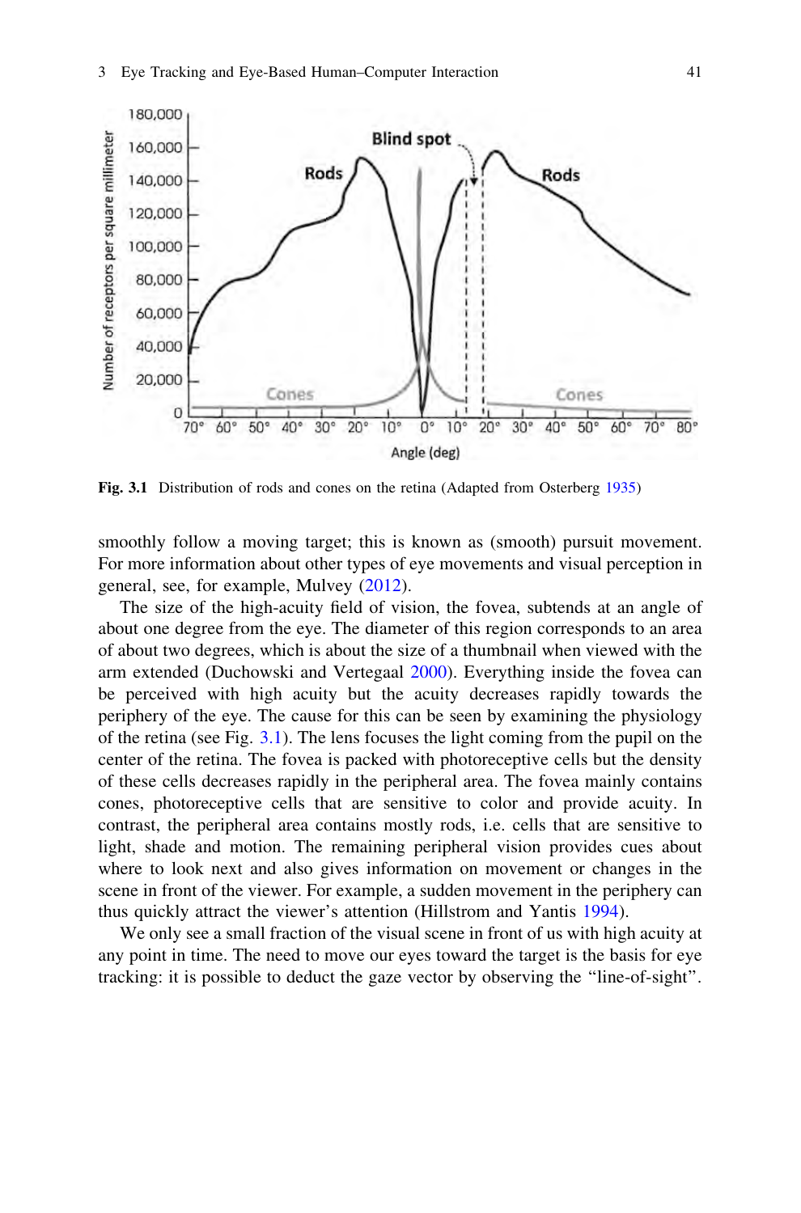Fig. 3.1 Distribution of rods and cones on the retina (Adapted from Osterberg 1935)

smoothly follow a moving target; this is known as (smooth) pursuit movement. For more information about other types of eye movements and visual perception in general, see, for example, Mulvey (2012).

The size of the high-acuity field of vision, the fovea, subtends at an angle of about one degree from the eye. The diameter of this region corresponds to an area of about two degrees, which is about the size of a thumbnail when viewed with the arm extended (Duchowski and Vertegaal 2000). Everything inside the fovea can be perceived with high acuity but the acuity decreases rapidly towards the periphery of the eye. The cause for this can be seen by examining the physiology of the retina (see Fig. 3.1). The lens focuses the light coming from the pupil on the center of the retina. The fovea is packed with photoreceptive cells but the density of these cells decreases rapidly in the peripheral area. The fovea mainly contains cones, photoreceptive cells that are sensitive to color and provide acuity. In contrast, the peripheral area contains mostly rods, i.e. cells that are sensitive to light, shade and motion. The remaining peripheral vision provides cues about where to look next and also gives information on movement or changes in the scene in front of the viewer. For example, a sudden movement in the periphery can thus quickly attract the viewer's attention (Hillstrom and Yantis 1994).

We only see a small fraction of the visual scene in front of us with high acuity at any point in time. The need to move our eyes toward the target is the basis for eye tracking: it is possible to deduct the gaze vector by observing the "line-of-sight".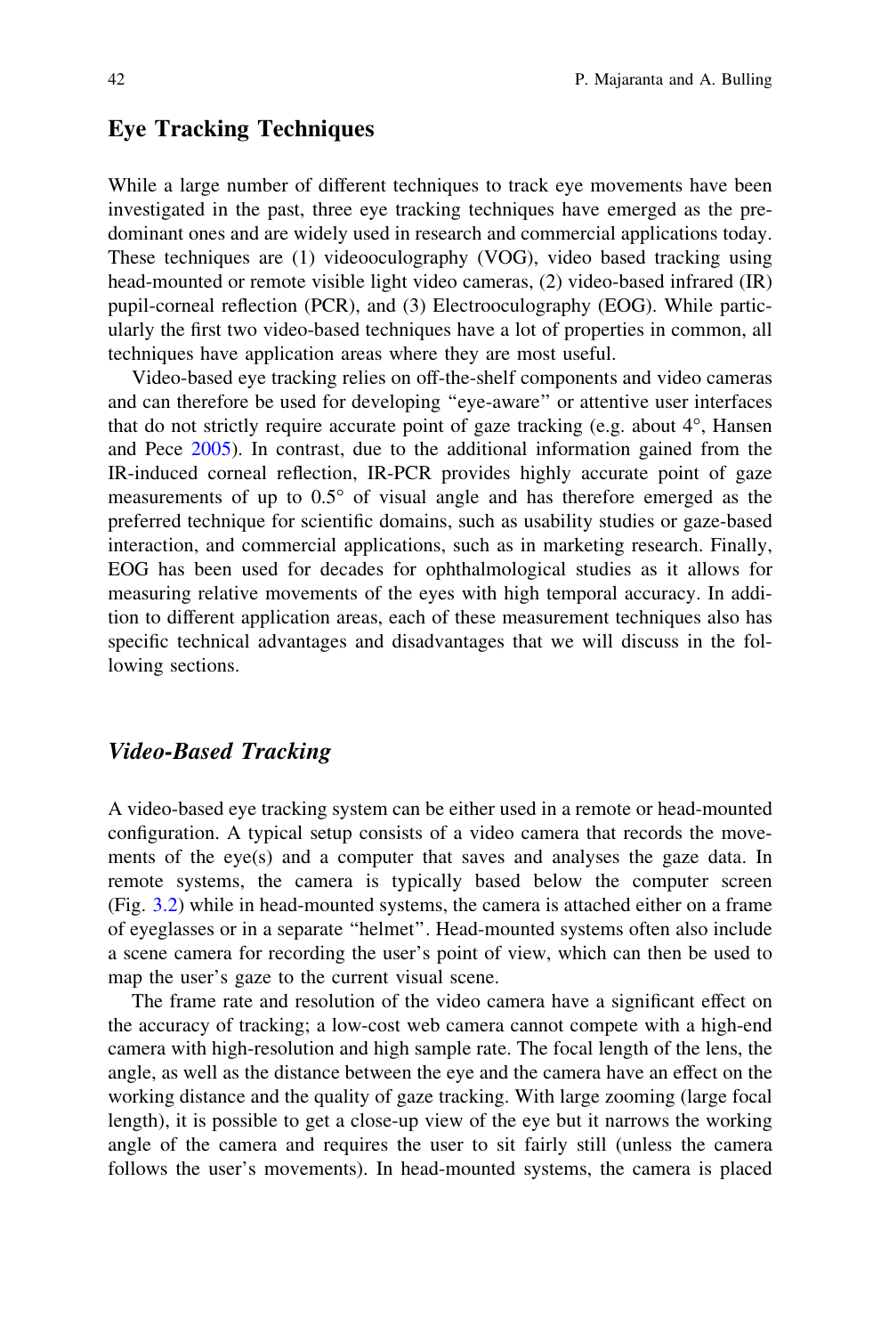## Eye Tracking Techniques

While a large number of different techniques to track eye movements have been investigated in the past, three eye tracking techniques have emerged as the predominant ones and are widely used in research and commercial applications today. These techniques are (1) videooculography (VOG), video based tracking using head-mounted or remote visible light video cameras, (2) video-based infrared (IR) pupil-corneal reflection (PCR), and (3) Electrooculography (EOG). While particularly the first two video-based techniques have a lot of properties in common, all techniques have application areas where they are most useful.

Video-based eye tracking relies on off-the-shelf components and video cameras and can therefore be used for developing "eye-aware" or attentive user interfaces that do not strictly require accurate point of gaze tracking (e.g. about 4°, Hansen and Pece 2005). In contrast, due to the additional information gained from the IR-induced corneal reflection, IR-PCR provides highly accurate point of gaze measurements of up to 0.5° of visual angle and has therefore emerged as the preferred technique for scientific domains, such as usability studies or gaze-based interaction, and commercial applications, such as in marketing research. Finally, EOG has been used for decades for ophthalmological studies as it allows for measuring relative movements of the eyes with high temporal accuracy. In addition to different application areas, each of these measurement techniques also has specific technical advantages and disadvantages that we will discuss in the following sections.

### *Video-Based Tracking*

A video-based eye tracking system can be either used in a remote or head-mounted configuration. A typical setup consists of a video camera that records the movements of the eye(s) and a computer that saves and analyses the gaze data. In remote systems, the camera is typically based below the computer screen (Fig. 3.2) while in head-mounted systems, the camera is attached either on a frame of eyeglasses or in a separate "helmet". Head-mounted systems often also include a scene camera for recording the user's point of view, which can then be used to map the user's gaze to the current visual scene.

The frame rate and resolution of the video camera have a significant effect on the accuracy of tracking; a low-cost web camera cannot compete with a high-end camera with high-resolution and high sample rate. The focal length of the lens, the angle, as well as the distance between the eye and the camera have an effect on the working distance and the quality of gaze tracking. With large zooming (large focal length), it is possible to get a close-up view of the eye but it narrows the working angle of the camera and requires the user to sit fairly still (unless the camera follows the user's movements). In head-mounted systems, the camera is placed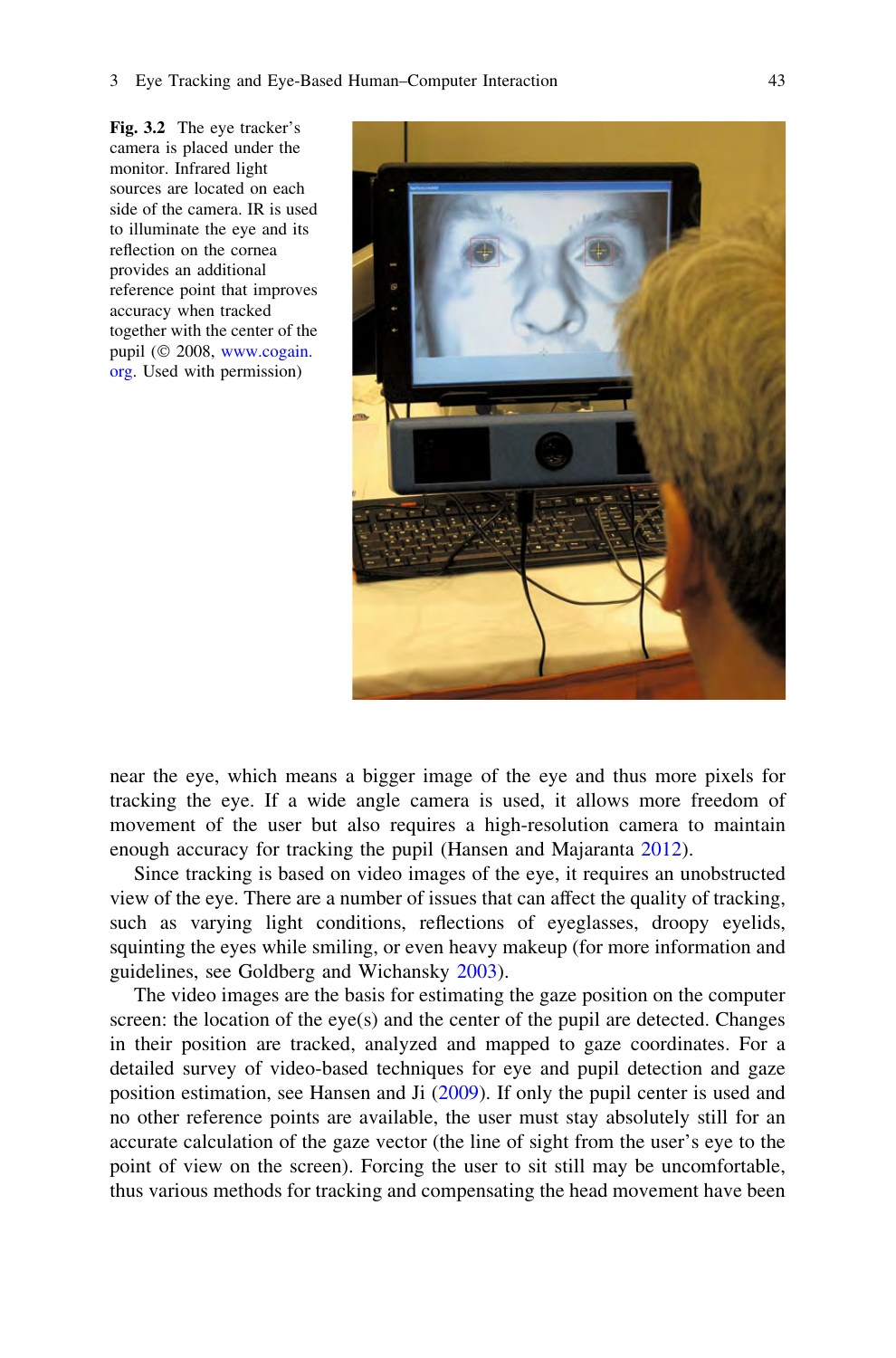**Fig. 3.2** The eye tracker's camera is placed under the monitor. Infrared light sources are located on each side of the camera. IR is used to illuminate the eye and its reflection on the cornea provides an additional reference point that improves accuracy when tracked together with the center of the pupil (© 2008, www.cogain.org. Used with permission)

near the eye, which means a bigger image of the eye and thus more pixels for tracking the eye. If a wide angle camera is used, it allows more freedom of movement of the user but also requires a high-resolution camera to maintain enough accuracy for tracking the pupil (Hansen and Majaranta 2012).

Since tracking is based on video images of the eye, it requires an unobstructed view of the eye. There are a number of issues that can affect the quality of tracking, such as varying light conditions, reflections of eyeglasses, droopy eyelids, squinting the eyes while smiling, or even heavy makeup (for more information and guidelines, see Goldberg and Wichansky 2003).

The video images are the basis for estimating the gaze position on the computer screen: the location of the eye(s) and the center of the pupil are detected. Changes in their position are tracked, analyzed and mapped to gaze coordinates. For a detailed survey of video-based techniques for eye and pupil detection and gaze position estimation, see Hansen and Ji (2009). If only the pupil center is used and no other reference points are available, the user must stay absolutely still for an accurate calculation of the gaze vector (the line of sight from the user's eye to the point of view on the screen). Forcing the user to sit still may be uncomfortable, thus various methods for tracking and compensating the head movement have been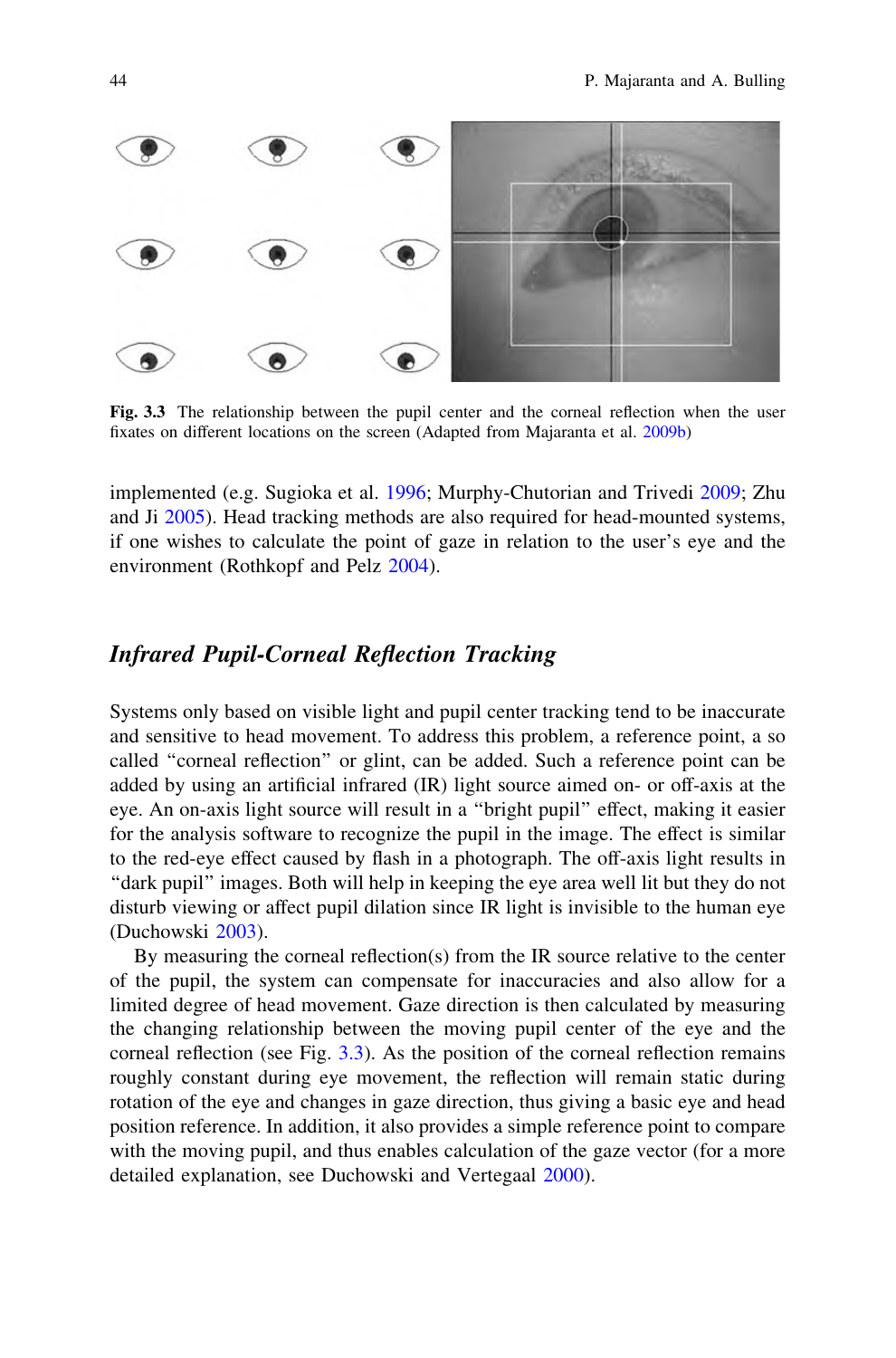Fig. 3.3 The relationship between the pupil center and the corneal reflection when the user fixates on different locations on the screen (Adapted from Majaranta et al. 2009b)

implemented (e.g. Sugioka et al. 1996; Murphy-Chutorian and Trivedi 2009; Zhu and Ji 2005). Head tracking methods are also required for head-mounted systems, if one wishes to calculate the point of gaze in relation to the user's eye and the environment (Rothkopf and Pelz 2004).

## *Infrared Pupil-Corneal Reflection Tracking*

Systems only based on visible light and pupil center tracking tend to be inaccurate and sensitive to head movement. To address this problem, a reference point, a so called "corneal reflection" or glint, can be added. Such a reference point can be added by using an artificial infrared (IR) light source aimed on- or off-axis at the eye. An on-axis light source will result in a "bright pupil" effect, making it easier for the analysis software to recognize the pupil in the image. The effect is similar to the red-eye effect caused by flash in a photograph. The off-axis light results in "dark pupil" images. Both will help in keeping the eye area well lit but they do not disturb viewing or affect pupil dilation since IR light is invisible to the human eye (Duchowski 2003).

By measuring the corneal reflection(s) from the IR source relative to the center of the pupil, the system can compensate for inaccuracies and also allow for a limited degree of head movement. Gaze direction is then calculated by measuring the changing relationship between the moving pupil center of the eye and the corneal reflection (see Fig. 3.3). As the position of the corneal reflection remains roughly constant during eye movement, the reflection will remain static during rotation of the eye and changes in gaze direction, thus giving a basic eye and head position reference. In addition, it also provides a simple reference point to compare with the moving pupil, and thus enables calculation of the gaze vector (for a more detailed explanation, see Duchowski and Vertegaal 2000).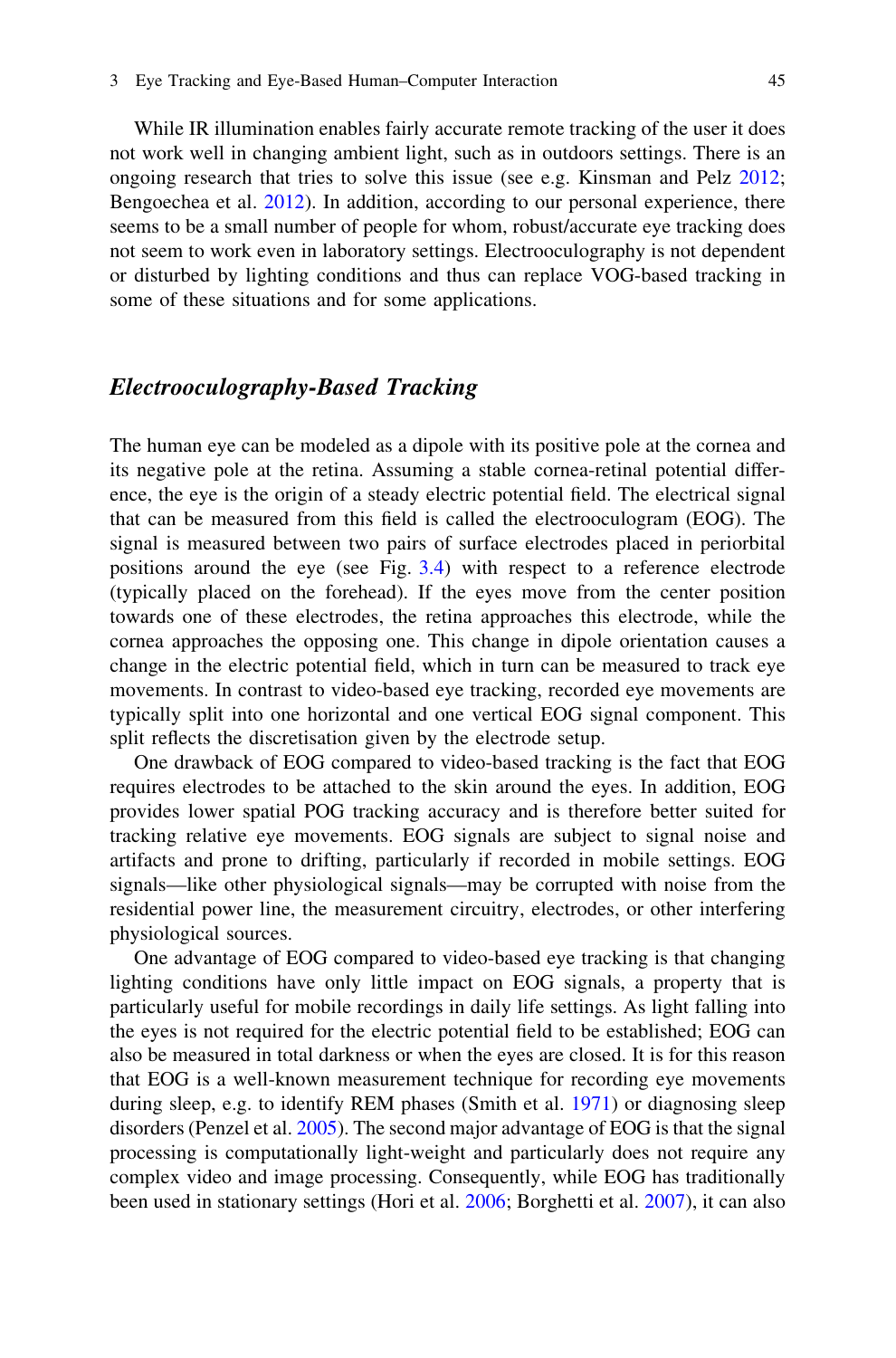While IR illumination enables fairly accurate remote tracking of the user it does not work well in changing ambient light, such as in outdoors settings. There is an ongoing research that tries to solve this issue (see e.g. Kinsman and Pelz 2012; Bengoechea et al. 2012). In addition, according to our personal experience, there seems to be a small number of people for whom, robust/accurate eye tracking does not seem to work even in laboratory settings. Electrooculography is not dependent or disturbed by lighting conditions and thus can replace VOG-based tracking in some of these situations and for some applications.

### *Electrooculography-Based Tracking*

The human eye can be modeled as a dipole with its positive pole at the cornea and its negative pole at the retina. Assuming a stable cornea-retinal potential difference, the eye is the origin of a steady electric potential field. The electrical signal that can be measured from this field is called the electrooculogram (EOG). The signal is measured between two pairs of surface electrodes placed in periorbital positions around the eye (see Fig. 3.4) with respect to a reference electrode (typically placed on the forehead). If the eyes move from the center position towards one of these electrodes, the retina approaches this electrode, while the cornea approaches the opposing one. This change in dipole orientation causes a change in the electric potential field, which in turn can be measured to track eye movements. In contrast to video-based eye tracking, recorded eye movements are typically split into one horizontal and one vertical EOG signal component. This split reflects the discretisation given by the electrode setup.

One drawback of EOG compared to video-based tracking is the fact that EOG requires electrodes to be attached to the skin around the eyes. In addition, EOG provides lower spatial POG tracking accuracy and is therefore better suited for tracking relative eye movements. EOG signals are subject to signal noise and artifacts and prone to drifting, particularly if recorded in mobile settings. EOG signals—like other physiological signals—may be corrupted with noise from the residential power line, the measurement circuitry, electrodes, or other interfering physiological sources.

One advantage of EOG compared to video-based eye tracking is that changing lighting conditions have only little impact on EOG signals, a property that is particularly useful for mobile recordings in daily life settings. As light falling into the eyes is not required for the electric potential field to be established; EOG can also be measured in total darkness or when the eyes are closed. It is for this reason that EOG is a well-known measurement technique for recording eye movements during sleep, e.g. to identify REM phases (Smith et al. 1971) or diagnosing sleep disorders (Penzel et al. 2005). The second major advantage of EOG is that the signal processing is computationally light-weight and particularly does not require any complex video and image processing. Consequently, while EOG has traditionally been used in stationary settings (Hori et al. 2006; Borghetti et al. 2007), it can also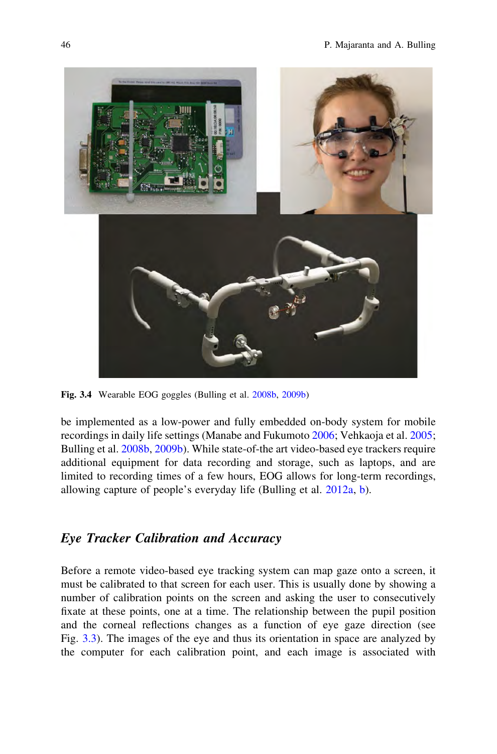Fig. 3.4 Wearable EOG goggles (Bulling et al. 2008b, 2009b)

be implemented as a low-power and fully embedded on-body system for mobile recordings in daily life settings (Manabe and Fukumoto 2006; Vehkaoja et al. 2005; Bulling et al. 2008b, 2009b). While state-of-the art video-based eye trackers require additional equipment for data recording and storage, such as laptops, and are limited to recording times of a few hours, EOG allows for long-term recordings, allowing capture of people's everyday life (Bulling et al. 2012a, b).

### *Eye Tracker Calibration and Accuracy*

Before a remote video-based eye tracking system can map gaze onto a screen, it must be calibrated to that screen for each user. This is usually done by showing a number of calibration points on the screen and asking the user to consecutively fixate at these points, one at a time. The relationship between the pupil position and the corneal reflections changes as a function of eye gaze direction (see Fig. 3.3). The images of the eye and thus its orientation in space are analyzed by the computer for each calibration point, and each image is associated with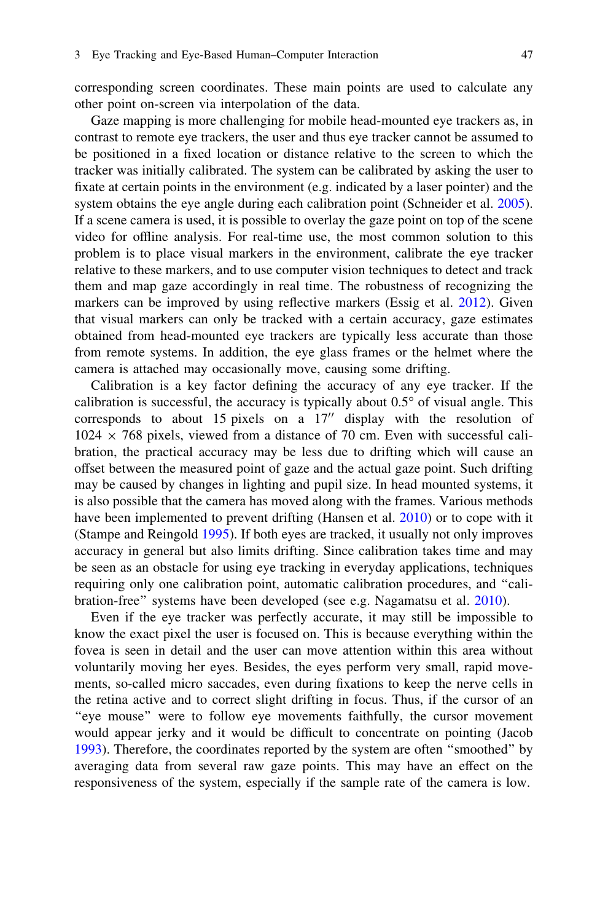corresponding screen coordinates. These main points are used to calculate any other point on-screen via interpolation of the data.

Gaze mapping is more challenging for mobile head-mounted eye trackers as, in contrast to remote eye trackers, the user and thus eye tracker cannot be assumed to be positioned in a fixed location or distance relative to the screen to which the tracker was initially calibrated. The system can be calibrated by asking the user to fixate at certain points in the environment (e.g. indicated by a laser pointer) and the system obtains the eye angle during each calibration point (Schneider et al. 2005). If a scene camera is used, it is possible to overlay the gaze point on top of the scene video for offline analysis. For real-time use, the most common solution to this problem is to place visual markers in the environment, calibrate the eye tracker relative to these markers, and to use computer vision techniques to detect and track them and map gaze accordingly in real time. The robustness of recognizing the markers can be improved by using reflective markers (Essig et al. 2012). Given that visual markers can only be tracked with a certain accuracy, gaze estimates obtained from head-mounted eye trackers are typically less accurate than those from remote systems. In addition, the eye glass frames or the helmet where the camera is attached may occasionally move, causing some drifting.

Calibration is a key factor defining the accuracy of any eye tracker. If the calibration is successful, the accuracy is typically about 0.5° of visual angle. This corresponds to about 15 pixels on a 17″ display with the resolution of $1024 \times 768$ pixels, viewed from a distance of 70 cm. Even with successful calibration, the practical accuracy may be less due to drifting which will cause an offset between the measured point of gaze and the actual gaze point. Such drifting may be caused by changes in lighting and pupil size. In head mounted systems, it is also possible that the camera has moved along with the frames. Various methods have been implemented to prevent drifting (Hansen et al. 2010) or to cope with it (Stampe and Reingold 1995). If both eyes are tracked, it usually not only improves accuracy in general but also limits drifting. Since calibration takes time and may be seen as an obstacle for using eye tracking in everyday applications, techniques requiring only one calibration point, automatic calibration procedures, and "calibration-free" systems have been developed (see e.g. Nagamatsu et al. 2010).

Even if the eye tracker was perfectly accurate, it may still be impossible to know the exact pixel the user is focused on. This is because everything within the fovea is seen in detail and the user can move attention within this area without voluntarily moving her eyes. Besides, the eyes perform very small, rapid movements, so-called micro saccades, even during fixations to keep the nerve cells in the retina active and to correct slight drifting in focus. Thus, if the cursor of an "eye mouse" were to follow eye movements faithfully, the cursor movement would appear jerky and it would be difficult to concentrate on pointing (Jacob 1993). Therefore, the coordinates reported by the system are often "smoothed" by averaging data from several raw gaze points. This may have an effect on the responsiveness of the system, especially if the sample rate of the camera is low.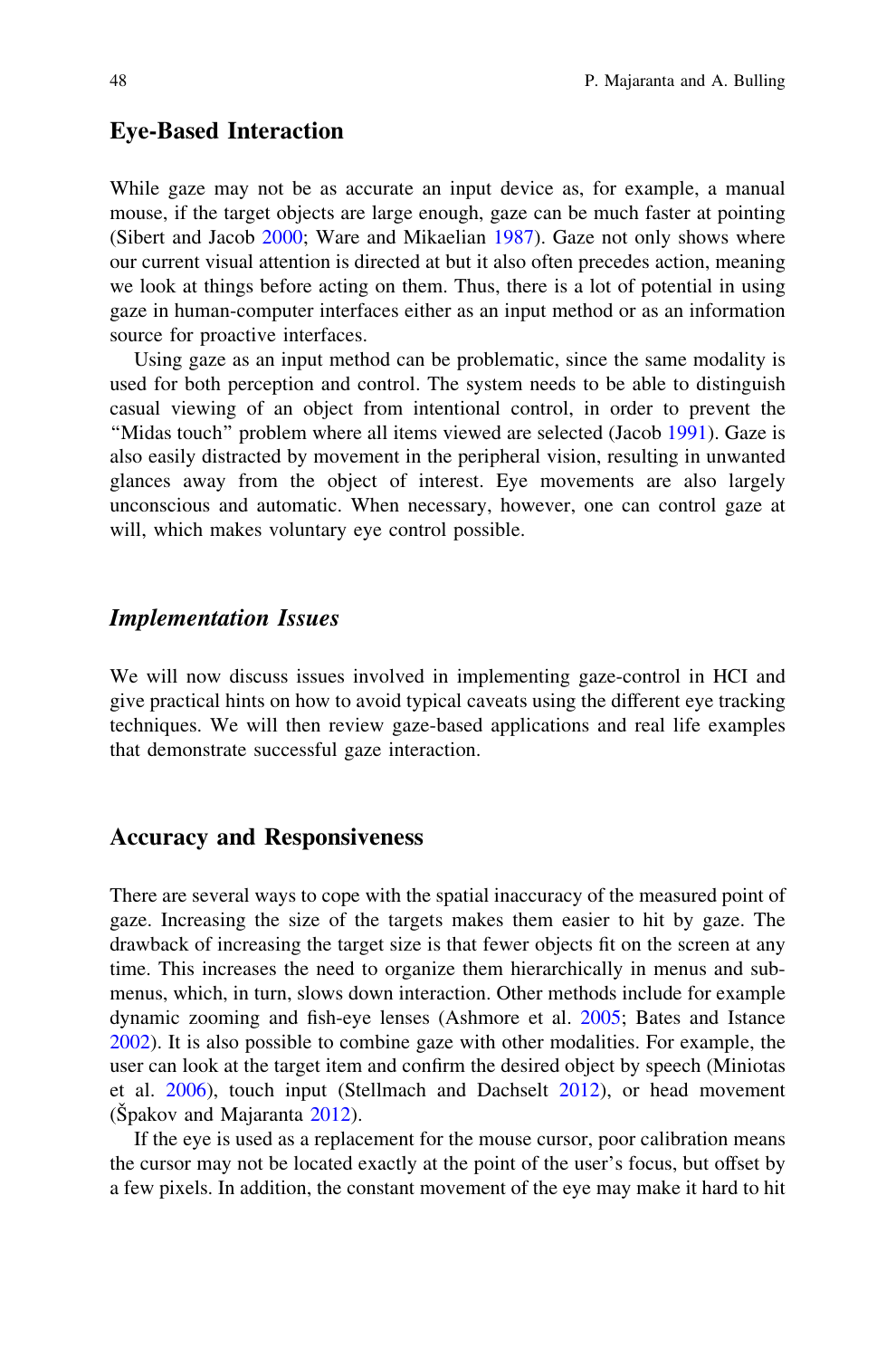## Eye-Based Interaction

While gaze may not be as accurate an input device as, for example, a manual mouse, if the target objects are large enough, gaze can be much faster at pointing (Sibert and Jacob 2000; Ware and Mikaelian 1987). Gaze not only shows where our current visual attention is directed at but it also often precedes action, meaning we look at things before acting on them. Thus, there is a lot of potential in using gaze in human-computer interfaces either as an input method or as an information source for proactive interfaces.

Using gaze as an input method can be problematic, since the same modality is used for both perception and control. The system needs to be able to distinguish casual viewing of an object from intentional control, in order to prevent the "Midas touch" problem where all items viewed are selected (Jacob 1991). Gaze is also easily distracted by movement in the peripheral vision, resulting in unwanted glances away from the object of interest. Eye movements are also largely unconscious and automatic. When necessary, however, one can control gaze at will, which makes voluntary eye control possible.

### *Implementation Issues*

We will now discuss issues involved in implementing gaze-control in HCI and give practical hints on how to avoid typical caveats using the different eye tracking techniques. We will then review gaze-based applications and real life examples that demonstrate successful gaze interaction.

## Accuracy and Responsiveness

There are several ways to cope with the spatial inaccuracy of the measured point of gaze. Increasing the size of the targets makes them easier to hit by gaze. The drawback of increasing the target size is that fewer objects fit on the screen at any time. This increases the need to organize them hierarchically in menus and sub-menus, which, in turn, slows down interaction. Other methods include for example dynamic zooming and fish-eye lenses (Ashmore et al. 2005; Bates and Istance 2002). It is also possible to combine gaze with other modalities. For example, the user can look at the target item and confirm the desired object by speech (Miniotas et al. 2006), touch input (Stellmach and Dachselt 2012), or head movement (Špakov and Majaranta 2012).

If the eye is used as a replacement for the mouse cursor, poor calibration means the cursor may not be located exactly at the point of the user's focus, but offset by a few pixels. In addition, the constant movement of the eye may make it hard to hit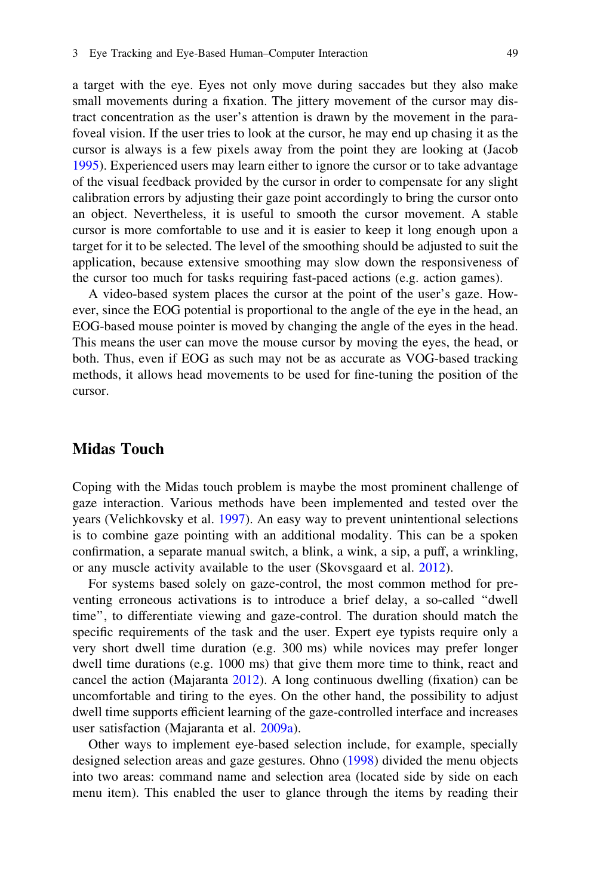a target with the eye. Eyes not only move during saccades but they also make small movements during a fixation. The jittery movement of the cursor may distract concentration as the user's attention is drawn by the movement in the parafoveal vision. If the user tries to look at the cursor, he may end up chasing it as the cursor is always is a few pixels away from the point they are looking at (Jacob 1995). Experienced users may learn either to ignore the cursor or to take advantage of the visual feedback provided by the cursor in order to compensate for any slight calibration errors by adjusting their gaze point accordingly to bring the cursor onto an object. Nevertheless, it is useful to smooth the cursor movement. A stable cursor is more comfortable to use and it is easier to keep it long enough upon a target for it to be selected. The level of the smoothing should be adjusted to suit the application, because extensive smoothing may slow down the responsiveness of the cursor too much for tasks requiring fast-paced actions (e.g. action games).

A video-based system places the cursor at the point of the user's gaze. However, since the EOG potential is proportional to the angle of the eye in the head, an EOG-based mouse pointer is moved by changing the angle of the eyes in the head. This means the user can move the mouse cursor by moving the eyes, the head, or both. Thus, even if EOG as such may not be as accurate as VOG-based tracking methods, it allows head movements to be used for fine-tuning the position of the cursor.

## Midas Touch

Coping with the Midas touch problem is maybe the most prominent challenge of gaze interaction. Various methods have been implemented and tested over the years (Velichkovsky et al. 1997). An easy way to prevent unintentional selections is to combine gaze pointing with an additional modality. This can be a spoken confirmation, a separate manual switch, a blink, a wink, a sip, a puff, a wrinkling, or any muscle activity available to the user (Skovsgaard et al. 2012).

For systems based solely on gaze-control, the most common method for preventing erroneous activations is to introduce a brief delay, a so-called "dwell time", to differentiate viewing and gaze-control. The duration should match the specific requirements of the task and the user. Expert eye typists require only a very short dwell time duration (e.g. 300 ms) while novices may prefer longer dwell time durations (e.g. 1000 ms) that give them more time to think, react and cancel the action (Majaranta 2012). A long continuous dwelling (fixation) can be uncomfortable and tiring to the eyes. On the other hand, the possibility to adjust dwell time supports efficient learning of the gaze-controlled interface and increases user satisfaction (Majaranta et al. 2009a).

Other ways to implement eye-based selection include, for example, specially designed selection areas and gaze gestures. Ohno (1998) divided the menu objects into two areas: command name and selection area (located side by side on each menu item). This enabled the user to glance through the items by reading their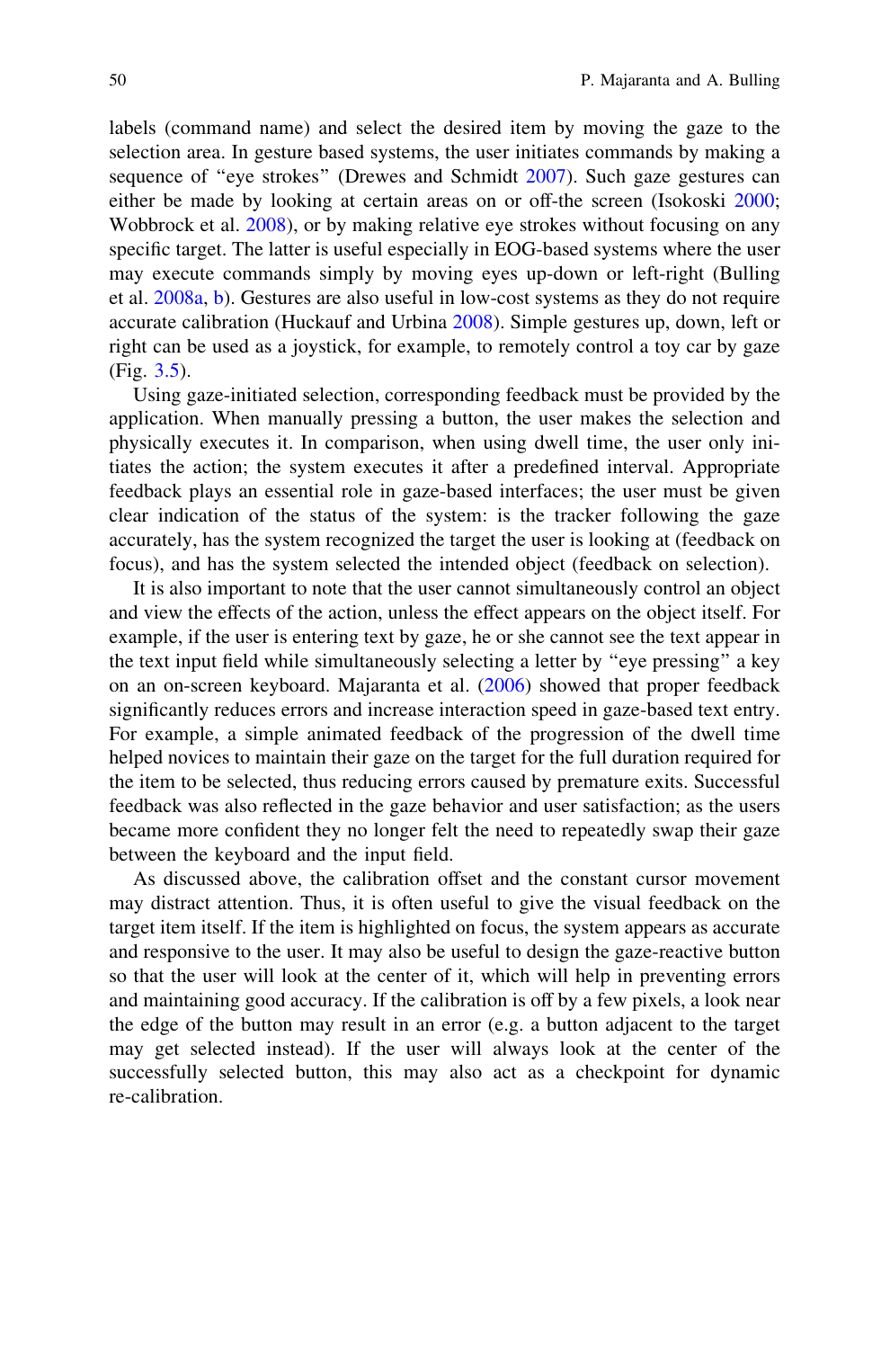labels (command name) and select the desired item by moving the gaze to the selection area. In gesture based systems, the user initiates commands by making a sequence of "eye strokes" (Drewes and Schmidt 2007). Such gaze gestures can either be made by looking at certain areas on or off-the screen (Isokoski 2000; Wobbrock et al. 2008), or by making relative eye strokes without focusing on any specific target. The latter is useful especially in EOG-based systems where the user may execute commands simply by moving eyes up-down or left-right (Bulling et al. 2008a, b). Gestures are also useful in low-cost systems as they do not require accurate calibration (Huckauf and Urbina 2008). Simple gestures up, down, left or right can be used as a joystick, for example, to remotely control a toy car by gaze (Fig. 3.5).

Using gaze-initiated selection, corresponding feedback must be provided by the application. When manually pressing a button, the user makes the selection and physically executes it. In comparison, when using dwell time, the user only initiates the action; the system executes it after a predefined interval. Appropriate feedback plays an essential role in gaze-based interfaces; the user must be given clear indication of the status of the system: is the tracker following the gaze accurately, has the system recognized the target the user is looking at (feedback on focus), and has the system selected the intended object (feedback on selection).

It is also important to note that the user cannot simultaneously control an object and view the effects of the action, unless the effect appears on the object itself. For example, if the user is entering text by gaze, he or she cannot see the text appear in the text input field while simultaneously selecting a letter by "eye pressing" a key on an on-screen keyboard. Majaranta et al. (2006) showed that proper feedback significantly reduces errors and increase interaction speed in gaze-based text entry. For example, a simple animated feedback of the progression of the dwell time helped novices to maintain their gaze on the target for the full duration required for the item to be selected, thus reducing errors caused by premature exits. Successful feedback was also reflected in the gaze behavior and user satisfaction; as the users became more confident they no longer felt the need to repeatedly swap their gaze between the keyboard and the input field.

As discussed above, the calibration offset and the constant cursor movement may distract attention. Thus, it is often useful to give the visual feedback on the target item itself. If the item is highlighted on focus, the system appears as accurate and responsive to the user. It may also be useful to design the gaze-reactive button so that the user will look at the center of it, which will help in preventing errors and maintaining good accuracy. If the calibration is off by a few pixels, a look near the edge of the button may result in an error (e.g. a button adjacent to the target may get selected instead). If the user will always look at the center of the successfully selected button, this may also act as a checkpoint for dynamic re-calibration.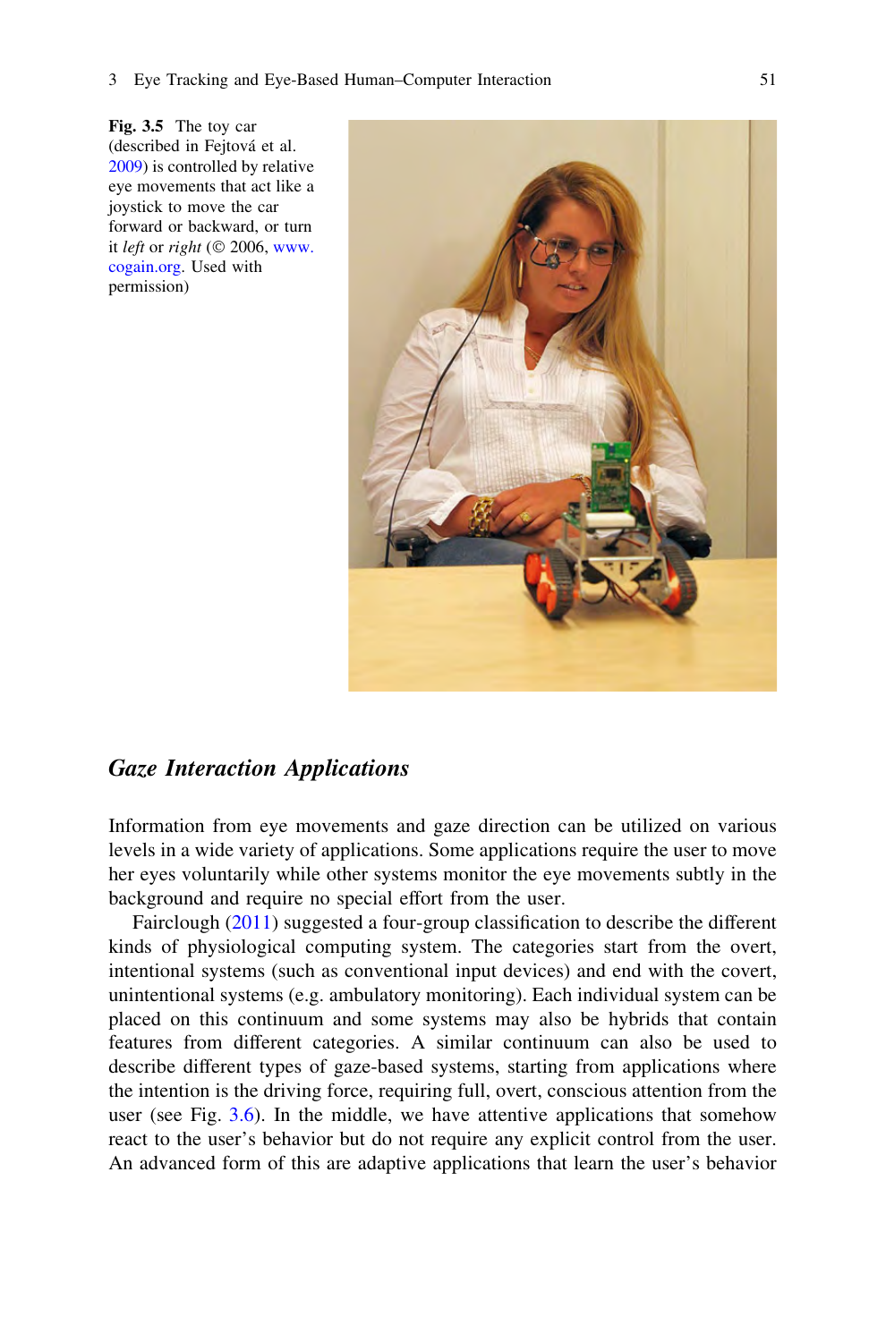**Fig. 3.5** The toy car (described in Fejtová et al. 2009) is controlled by relative eye movements that act like a joystick to move the car forward or backward, or turn it *left* or *right* (© 2006, www.cogain.org. Used with permission)

## *Gaze Interaction Applications*

Information from eye movements and gaze direction can be utilized on various levels in a wide variety of applications. Some applications require the user to move her eyes voluntarily while other systems monitor the eye movements subtly in the background and require no special effort from the user.

Fairclough (2011) suggested a four-group classification to describe the different kinds of physiological computing system. The categories start from the overt, intentional systems (such as conventional input devices) and end with the covert, unintentional systems (e.g. ambulatory monitoring). Each individual system can be placed on this continuum and some systems may also be hybrids that contain features from different categories. A similar continuum can also be used to describe different types of gaze-based systems, starting from applications where the intention is the driving force, requiring full, overt, conscious attention from the user (see Fig. 3.6). In the middle, we have attentive applications that somehow react to the user's behavior but do not require any explicit control from the user. An advanced form of this are adaptive applications that learn the user's behavior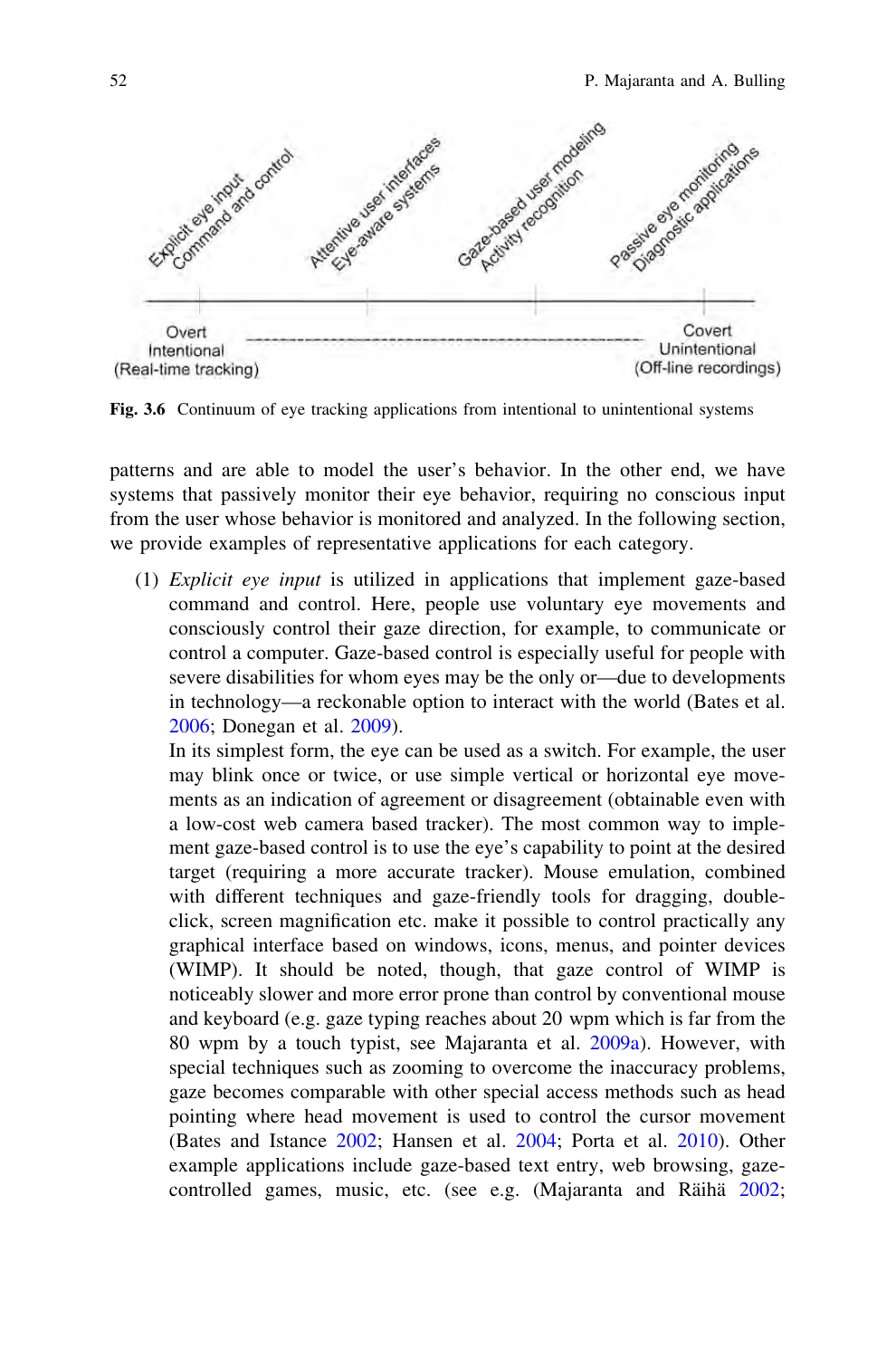Fig. 3.6 Continuum of eye tracking applications from intentional to unintentional systems

patterns and are able to model the user's behavior. In the other end, we have systems that passively monitor their eye behavior, requiring no conscious input from the user whose behavior is monitored and analyzed. In the following section, we provide examples of representative applications for each category.

(1) *Explicit eye input* is utilized in applications that implement gaze-based command and control. Here, people use voluntary eye movements and consciously control their gaze direction, for example, to communicate or control a computer. Gaze-based control is especially useful for people with severe disabilities for whom eyes may be the only or—due to developments in technology—a reckonable option to interact with the world (Bates et al. 2006; Donegan et al. 2009).

In its simplest form, the eye can be used as a switch. For example, the user may blink once or twice, or use simple vertical or horizontal eye movements as an indication of agreement or disagreement (obtainable even with a low-cost web camera based tracker). The most common way to implement gaze-based control is to use the eye's capability to point at the desired target (requiring a more accurate tracker). Mouse emulation, combined with different techniques and gaze-friendly tools for dragging, double-click, screen magnification etc. make it possible to control practically any graphical interface based on windows, icons, menus, and pointer devices (WIMP). It should be noted, though, that gaze control of WIMP is noticeably slower and more error prone than control by conventional mouse and keyboard (e.g. gaze typing reaches about 20 wpm which is far from the 80 wpm by a touch typist, see Majaranta et al. 2009a). However, with special techniques such as zooming to overcome the inaccuracy problems, gaze becomes comparable with other special access methods such as head pointing where head movement is used to control the cursor movement (Bates and Istance 2002; Hansen et al. 2004; Porta et al. 2010). Other example applications include gaze-based text entry, web browsing, gaze-controlled games, music, etc. (see e.g. (Majaranta and Räihä 2002;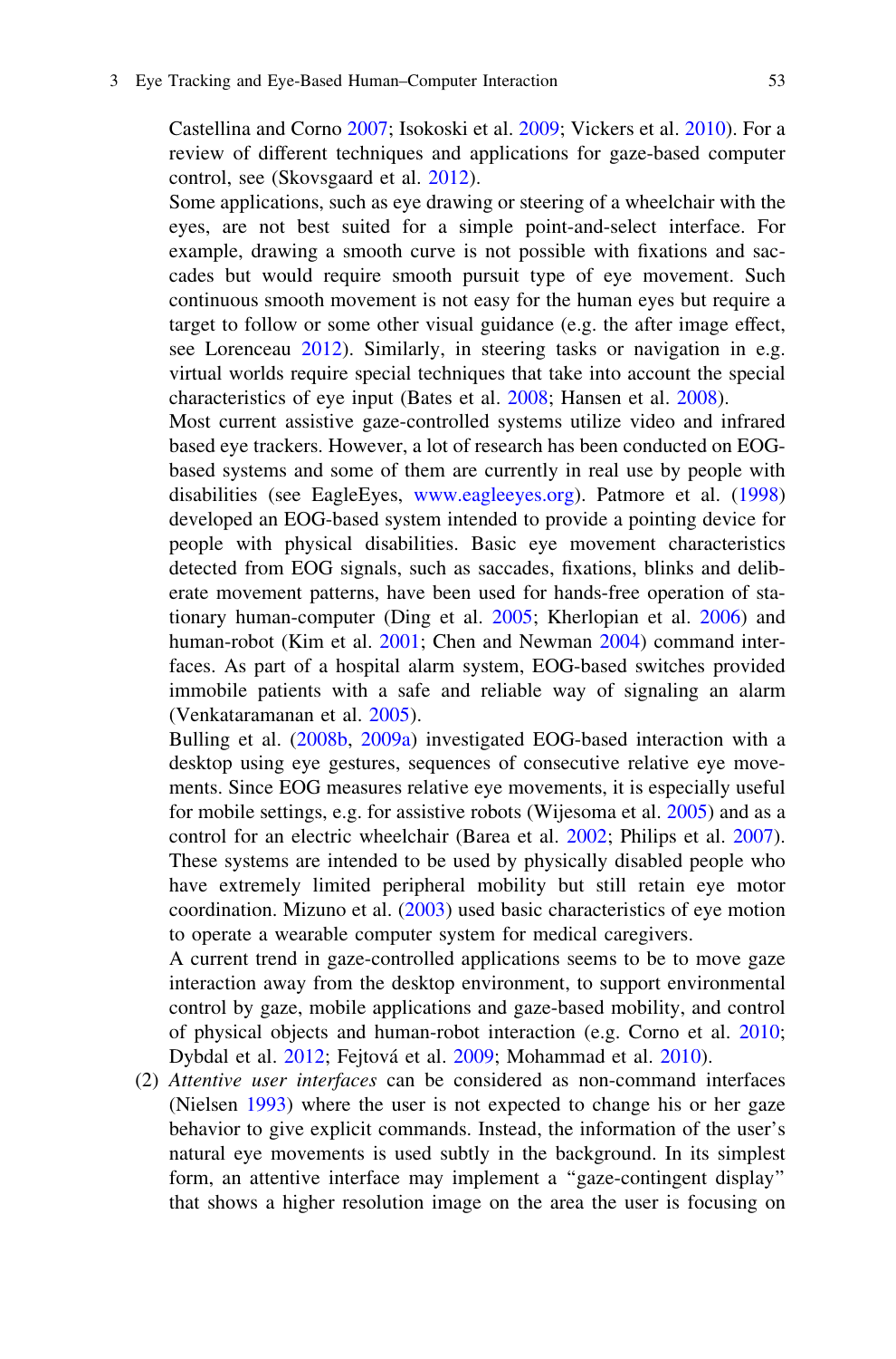Castellina and Corno 2007; Isokoski et al. 2009; Vickers et al. 2010). For a review of different techniques and applications for gaze-based computer control, see (Skovsgaard et al. 2012).

Some applications, such as eye drawing or steering of a wheelchair with the eyes, are not best suited for a simple point-and-select interface. For example, drawing a smooth curve is not possible with fixations and saccades but would require smooth pursuit type of eye movement. Such continuous smooth movement is not easy for the human eyes but require a target to follow or some other visual guidance (e.g. the after image effect, see Lorenceau 2012). Similarly, in steering tasks or navigation in e.g. virtual worlds require special techniques that take into account the special characteristics of eye input (Bates et al. 2008; Hansen et al. 2008).

Most current assistive gaze-controlled systems utilize video and infrared based eye trackers. However, a lot of research has been conducted on EOG-based systems and some of them are currently in real use by people with disabilities (see EagleEyes, www.eagleeyes.org). Patmore et al. (1998) developed an EOG-based system intended to provide a pointing device for people with physical disabilities. Basic eye movement characteristics detected from EOG signals, such as saccades, fixations, blinks and deliberate movement patterns, have been used for hands-free operation of stationary human-computer (Ding et al. 2005; Kherlopian et al. 2006) and human-robot (Kim et al. 2001; Chen and Newman 2004) command interfaces. As part of a hospital alarm system, EOG-based switches provided immobile patients with a safe and reliable way of signaling an alarm (Venkataramanan et al. 2005).

Bulling et al. (2008b, 2009a) investigated EOG-based interaction with a desktop using eye gestures, sequences of consecutive relative eye movements. Since EOG measures relative eye movements, it is especially useful for mobile settings, e.g. for assistive robots (Wijesoma et al. 2005) and as a control for an electric wheelchair (Barea et al. 2002; Philips et al. 2007). These systems are intended to be used by physically disabled people who have extremely limited peripheral mobility but still retain eye motor coordination. Mizuno et al. (2003) used basic characteristics of eye motion to operate a wearable computer system for medical caregivers.

A current trend in gaze-controlled applications seems to be to move gaze interaction away from the desktop environment, to support environmental control by gaze, mobile applications and gaze-based mobility, and control of physical objects and human-robot interaction (e.g. Corno et al. 2010; Dybdal et al. 2012; Fejtová et al. 2009; Mohammad et al. 2010).

(2) *Attentive user interfaces* can be considered as non-command interfaces (Nielsen 1993) where the user is not expected to change his or her gaze behavior to give explicit commands. Instead, the information of the user's natural eye movements is used subtly in the background. In its simplest form, an attentive interface may implement a "gaze-contingent display" that shows a higher resolution image on the area the user is focusing on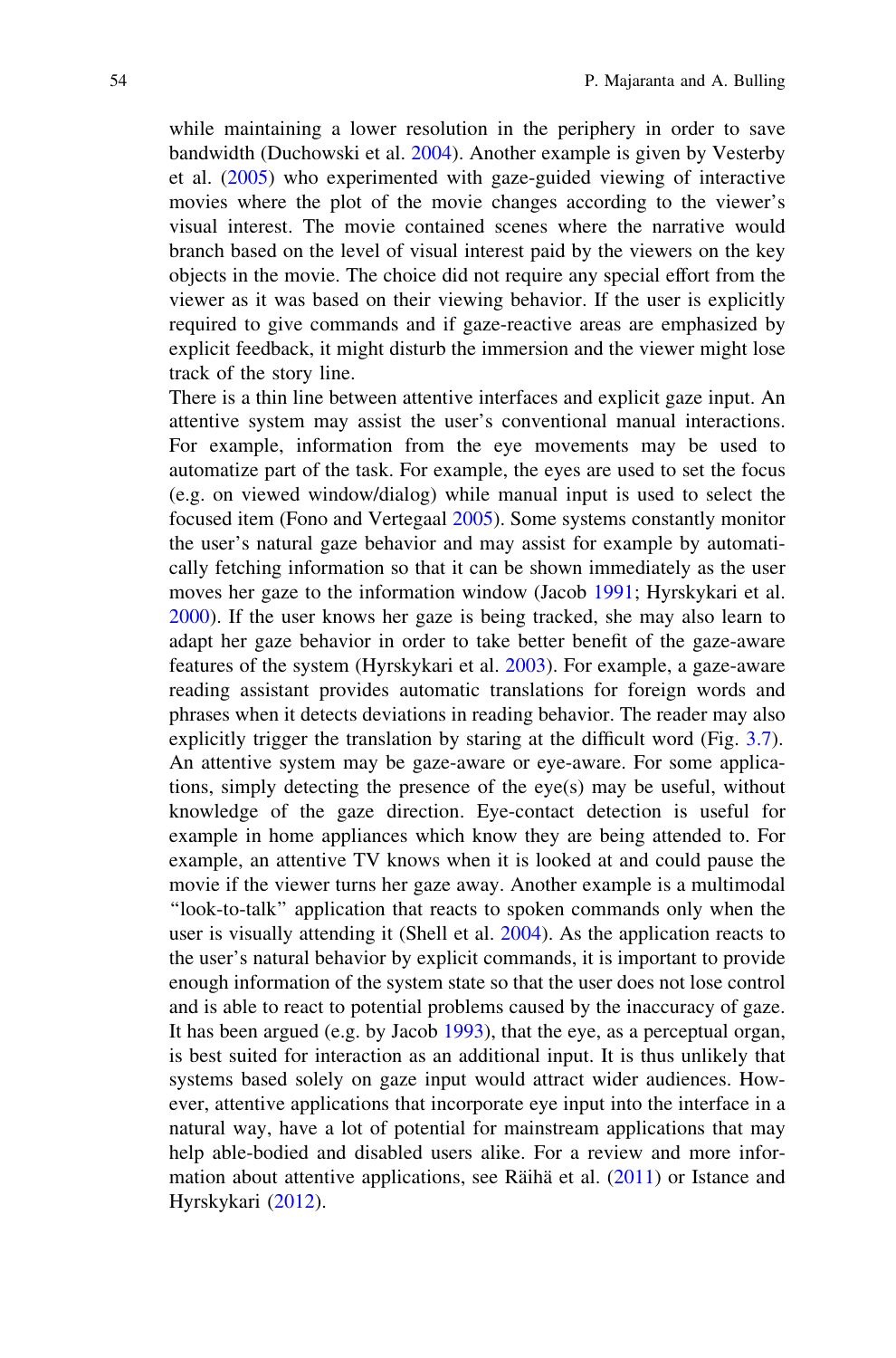while maintaining a lower resolution in the periphery in order to save bandwidth (Duchowski et al. 2004). Another example is given by Vesterby et al. (2005) who experimented with gaze-guided viewing of interactive movies where the plot of the movie changes according to the viewer's visual interest. The movie contained scenes where the narrative would branch based on the level of visual interest paid by the viewers on the key objects in the movie. The choice did not require any special effort from the viewer as it was based on their viewing behavior. If the user is explicitly required to give commands and if gaze-reactive areas are emphasized by explicit feedback, it might disturb the immersion and the viewer might lose track of the story line.

There is a thin line between attentive interfaces and explicit gaze input. An attentive system may assist the user's conventional manual interactions. For example, information from the eye movements may be used to automatize part of the task. For example, the eyes are used to set the focus (e.g. on viewed window/dialog) while manual input is used to select the focused item (Fono and Vertegaal 2005). Some systems constantly monitor the user's natural gaze behavior and may assist for example by automatically fetching information so that it can be shown immediately as the user moves her gaze to the information window (Jacob 1991; Hyrskykari et al. 2000). If the user knows her gaze is being tracked, she may also learn to adapt her gaze behavior in order to take better benefit of the gaze-aware features of the system (Hyrskykari et al. 2003). For example, a gaze-aware reading assistant provides automatic translations for foreign words and phrases when it detects deviations in reading behavior. The reader may also explicitly trigger the translation by staring at the difficult word (Fig. 3.7). An attentive system may be gaze-aware or eye-aware. For some applications, simply detecting the presence of the eye(s) may be useful, without knowledge of the gaze direction. Eye-contact detection is useful for example in home appliances which know they are being attended to. For example, an attentive TV knows when it is looked at and could pause the movie if the viewer turns her gaze away. Another example is a multimodal "look-to-talk" application that reacts to spoken commands only when the user is visually attending it (Shell et al. 2004). As the application reacts to the user's natural behavior by explicit commands, it is important to provide enough information of the system state so that the user does not lose control and is able to react to potential problems caused by the inaccuracy of gaze. It has been argued (e.g. by Jacob 1993), that the eye, as a perceptual organ, is best suited for interaction as an additional input. It is thus unlikely that systems based solely on gaze input would attract wider audiences. However, attentive applications that incorporate eye input into the interface in a natural way, have a lot of potential for mainstream applications that may help able-bodied and disabled users alike. For a review and more information about attentive applications, see Räihä et al. (2011) or Istance and Hyrskykari (2012).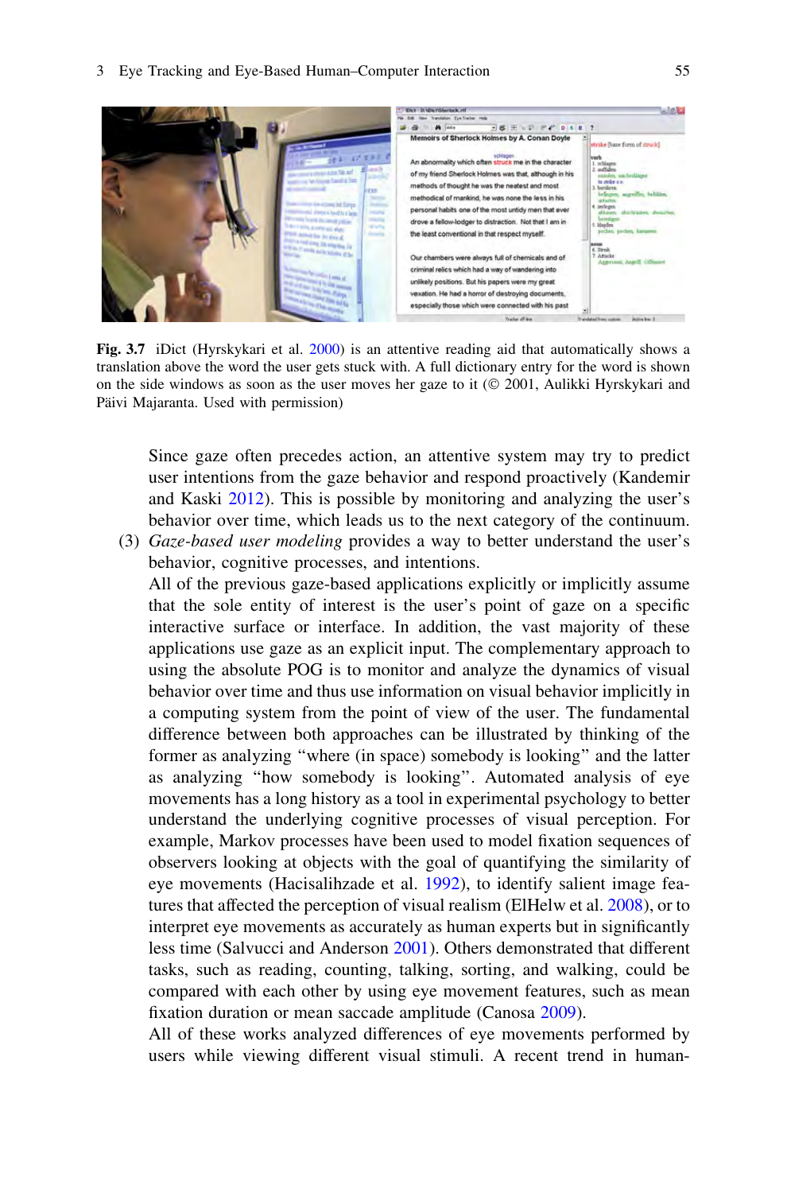Fig. 3.7 iDict (Hyrskykari et al. 2000) is an attentive reading aid that automatically shows a translation above the word the user gets stuck with. A full dictionary entry for the word is shown on the side windows as soon as the user moves her gaze to it (© 2001, Aulikki Hyrskykari and Päivi Majaranta. Used with permission)

Since gaze often precedes action, an attentive system may try to predict user intentions from the gaze behavior and respond proactively (Kandemir and Kaski 2012). This is possible by monitoring and analyzing the user's behavior over time, which leads us to the next category of the continuum.

(3) *Gaze-based user modeling* provides a way to better understand the user's behavior, cognitive processes, and intentions.

All of the previous gaze-based applications explicitly or implicitly assume that the sole entity of interest is the user's point of gaze on a specific interactive surface or interface. In addition, the vast majority of these applications use gaze as an explicit input. The complementary approach to using the absolute POG is to monitor and analyze the dynamics of visual behavior over time and thus use information on visual behavior implicitly in a computing system from the point of view of the user. The fundamental difference between both approaches can be illustrated by thinking of the former as analyzing "where (in space) somebody is looking" and the latter as analyzing "how somebody is looking". Automated analysis of eye movements has a long history as a tool in experimental psychology to better understand the underlying cognitive processes of visual perception. For example, Markov processes have been used to model fixation sequences of observers looking at objects with the goal of quantifying the similarity of eye movements (Hacisalihzade et al. 1992), to identify salient image features that affected the perception of visual realism (ElHelw et al. 2008), or to interpret eye movements as accurately as human experts but in significantly less time (Salvucci and Anderson 2001). Others demonstrated that different tasks, such as reading, counting, talking, sorting, and walking, could be compared with each other by using eye movement features, such as mean fixation duration or mean saccade amplitude (Canosa 2009).

All of these works analyzed differences of eye movements performed by users while viewing different visual stimuli. A recent trend in human-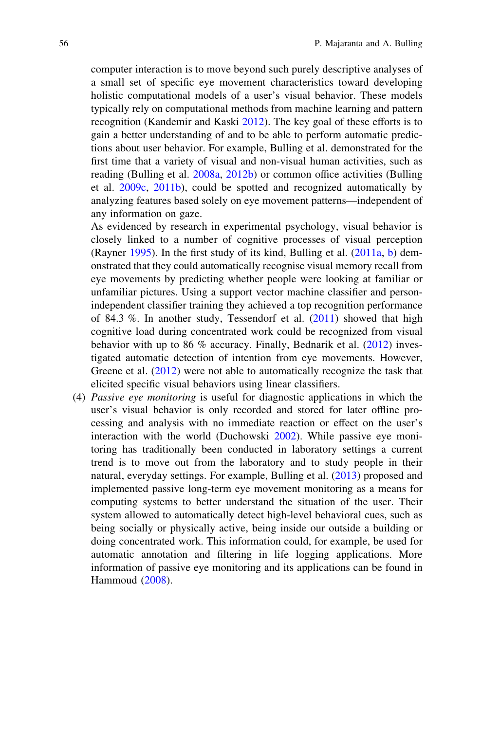computer interaction is to move beyond such purely descriptive analyses of a small set of specific eye movement characteristics toward developing holistic computational models of a user's visual behavior. These models typically rely on computational methods from machine learning and pattern recognition (Kandemir and Kaski 2012). The key goal of these efforts is to gain a better understanding of and to be able to perform automatic predictions about user behavior. For example, Bulling et al. demonstrated for the first time that a variety of visual and non-visual human activities, such as reading (Bulling et al. 2008a, 2012b) or common office activities (Bulling et al. 2009c, 2011b), could be spotted and recognized automatically by analyzing features based solely on eye movement patterns—independent of any information on gaze.

As evidenced by research in experimental psychology, visual behavior is closely linked to a number of cognitive processes of visual perception (Rayner 1995). In the first study of its kind, Bulling et al. (2011a, b) demonstrated that they could automatically recognise visual memory recall from eye movements by predicting whether people were looking at familiar or unfamiliar pictures. Using a support vector machine classifier and person-independent classifier training they achieved a top recognition performance of 84.3 %. In another study, Tessendorf et al. (2011) showed that high cognitive load during concentrated work could be recognized from visual behavior with up to 86 % accuracy. Finally, Bednarik et al. (2012) investigated automatic detection of intention from eye movements. However, Greene et al. (2012) were not able to automatically recognize the task that elicited specific visual behaviors using linear classifiers.

(4) *Passive eye monitoring* is useful for diagnostic applications in which the user's visual behavior is only recorded and stored for later offline processing and analysis with no immediate reaction or effect on the user's interaction with the world (Duchowski 2002). While passive eye monitoring has traditionally been conducted in laboratory settings a current trend is to move out from the laboratory and to study people in their natural, everyday settings. For example, Bulling et al. (2013) proposed and implemented passive long-term eye movement monitoring as a means for computing systems to better understand the situation of the user. Their system allowed to automatically detect high-level behavioral cues, such as being socially or physically active, being inside our outside a building or doing concentrated work. This information could, for example, be used for automatic annotation and filtering in life logging applications. More information of passive eye monitoring and its applications can be found in Hammoud (2008).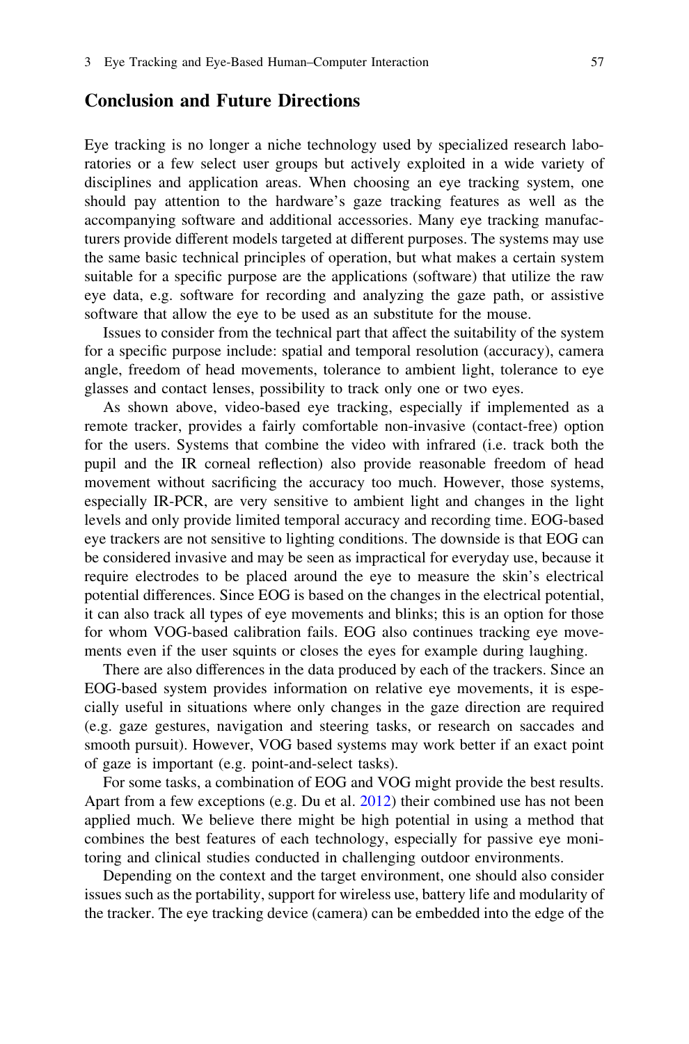## Conclusion and Future Directions

Eye tracking is no longer a niche technology used by specialized research laboratories or a few select user groups but actively exploited in a wide variety of disciplines and application areas. When choosing an eye tracking system, one should pay attention to the hardware's gaze tracking features as well as the accompanying software and additional accessories. Many eye tracking manufacturers provide different models targeted at different purposes. The systems may use the same basic technical principles of operation, but what makes a certain system suitable for a specific purpose are the applications (software) that utilize the raw eye data, e.g. software for recording and analyzing the gaze path, or assistive software that allow the eye to be used as an substitute for the mouse.

Issues to consider from the technical part that affect the suitability of the system for a specific purpose include: spatial and temporal resolution (accuracy), camera angle, freedom of head movements, tolerance to ambient light, tolerance to eye glasses and contact lenses, possibility to track only one or two eyes.

As shown above, video-based eye tracking, especially if implemented as a remote tracker, provides a fairly comfortable non-invasive (contact-free) option for the users. Systems that combine the video with infrared (i.e. track both the pupil and the IR corneal reflection) also provide reasonable freedom of head movement without sacrificing the accuracy too much. However, those systems, especially IR-PCR, are very sensitive to ambient light and changes in the light levels and only provide limited temporal accuracy and recording time. EOG-based eye trackers are not sensitive to lighting conditions. The downside is that EOG can be considered invasive and may be seen as impractical for everyday use, because it require electrodes to be placed around the eye to measure the skin's electrical potential differences. Since EOG is based on the changes in the electrical potential, it can also track all types of eye movements and blinks; this is an option for those for whom VOG-based calibration fails. EOG also continues tracking eye movements even if the user squints or closes the eyes for example during laughing.

There are also differences in the data produced by each of the trackers. Since an EOG-based system provides information on relative eye movements, it is especially useful in situations where only changes in the gaze direction are required (e.g. gaze gestures, navigation and steering tasks, or research on saccades and smooth pursuit). However, VOG based systems may work better if an exact point of gaze is important (e.g. point-and-select tasks).

For some tasks, a combination of EOG and VOG might provide the best results. Apart from a few exceptions (e.g. Du et al. 2012) their combined use has not been applied much. We believe there might be high potential in using a method that combines the best features of each technology, especially for passive eye monitoring and clinical studies conducted in challenging outdoor environments.

Depending on the context and the target environment, one should also consider issues such as the portability, support for wireless use, battery life and modularity of the tracker. The eye tracking device (camera) can be embedded into the edge of the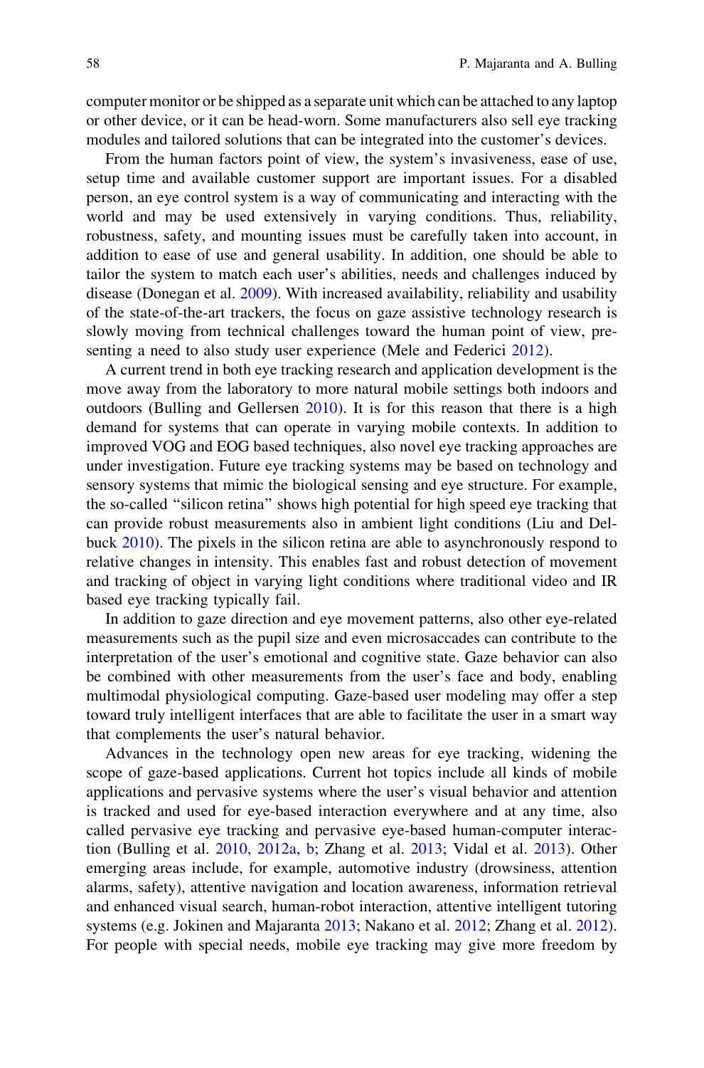computer monitor or be shipped as a separate unit which can be attached to any laptop or other device, or it can be head-worn. Some manufacturers also sell eye tracking modules and tailored solutions that can be integrated into the customer's devices.

From the human factors point of view, the system's invasiveness, ease of use, setup time and available customer support are important issues. For a disabled person, an eye control system is a way of communicating and interacting with the world and may be used extensively in varying conditions. Thus, reliability, robustness, safety, and mounting issues must be carefully taken into account, in addition to ease of use and general usability. In addition, one should be able to tailor the system to match each user's abilities, needs and challenges induced by disease (Donegan et al. 2009). With increased availability, reliability and usability of the state-of-the-art trackers, the focus on gaze assistive technology research is slowly moving from technical challenges toward the human point of view, presenting a need to also study user experience (Mele and Federici 2012).

A current trend in both eye tracking research and application development is the move away from the laboratory to more natural mobile settings both indoors and outdoors (Bulling and Gellersen 2010). It is for this reason that there is a high demand for systems that can operate in varying mobile contexts. In addition to improved VOG and EOG based techniques, also novel eye tracking approaches are under investigation. Future eye tracking systems may be based on technology and sensory systems that mimic the biological sensing and eye structure. For example, the so-called "silicon retina" shows high potential for high speed eye tracking that can provide robust measurements also in ambient light conditions (Liu and Delbuck 2010). The pixels in the silicon retina are able to asynchronously respond to relative changes in intensity. This enables fast and robust detection of movement and tracking of object in varying light conditions where traditional video and IR based eye tracking typically fail.

In addition to gaze direction and eye movement patterns, also other eye-related measurements such as the pupil size and even microsaccades can contribute to the interpretation of the user's emotional and cognitive state. Gaze behavior can also be combined with other measurements from the user's face and body, enabling multimodal physiological computing. Gaze-based user modeling may offer a step toward truly intelligent interfaces that are able to facilitate the user in a smart way that complements the user's natural behavior.

Advances in the technology open new areas for eye tracking, widening the scope of gaze-based applications. Current hot topics include all kinds of mobile applications and pervasive systems where the user's visual behavior and attention is tracked and used for eye-based interaction everywhere and at any time, also called pervasive eye tracking and pervasive eye-based human-computer interaction (Bulling et al. 2010, 2012a, b; Zhang et al. 2013; Vidal et al. 2013). Other emerging areas include, for example, automotive industry (drowsiness, attention alarms, safety), attentive navigation and location awareness, information retrieval and enhanced visual search, human-robot interaction, attentive intelligent tutoring systems (e.g. Jokinen and Majaranta 2013; Nakano et al. 2012; Zhang et al. 2012). For people with special needs, mobile eye tracking may give more freedom by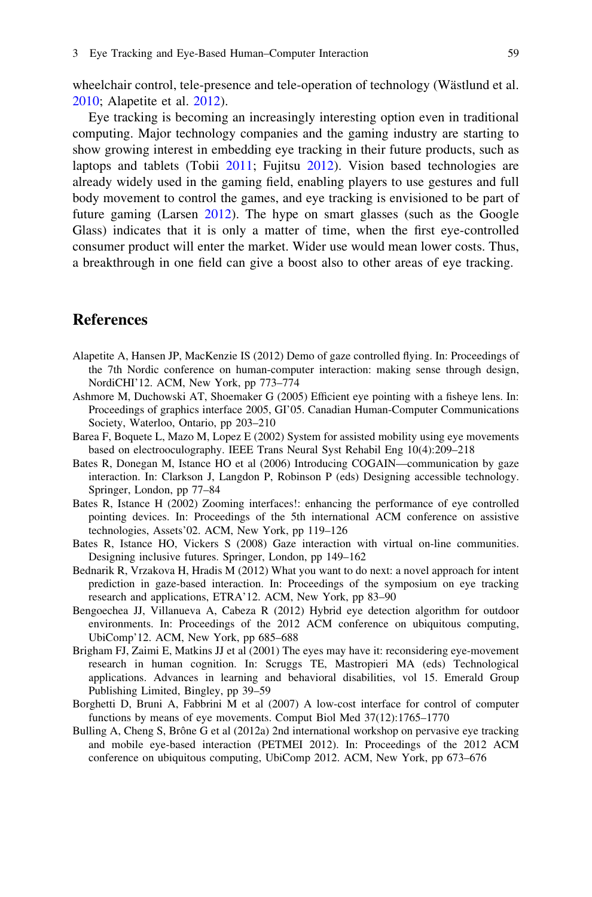wheelchair control, tele-presence and tele-operation of technology (Wästlund et al. 2010; Alapetite et al. 2012).

Eye tracking is becoming an increasingly interesting option even in traditional computing. Major technology companies and the gaming industry are starting to show growing interest in embedding eye tracking in their future products, such as laptops and tablets (Tobii 2011; Fujitsu 2012). Vision based technologies are already widely used in the gaming field, enabling players to use gestures and full body movement to control the games, and eye tracking is envisioned to be part of future gaming (Larsen 2012). The hype on smart glasses (such as the Google Glass) indicates that it is only a matter of time, when the first eye-controlled consumer product will enter the market. Wider use would mean lower costs. Thus, a breakthrough in one field can give a boost also to other areas of eye tracking.

## References

Alapetite A, Hansen JP, MacKenzie IS (2012) Demo of gaze controlled flying. In: Proceedings of the 7th Nordic conference on human-computer interaction: making sense through design, NordiCHI'12. ACM, New York, pp 773–774

Ashmore M, Duchowski AT, Shoemaker G (2005) Efficient eye pointing with a fisheye lens. In: Proceedings of graphics interface 2005, GI'05. Canadian Human-Computer Communications Society, Waterloo, Ontario, pp 203–210

Barea F, Boquete L, Mazo M, Lopez E (2002) System for assisted mobility using eye movements based on electrooculography. IEEE Trans Neural Syst Rehabil Eng 10(4):209–218

Bates R, Donegan M, Istance HO et al (2006) Introducing COGAIN—communication by gaze interaction. In: Clarkson J, Langdon P, Robinson P (eds) Designing accessible technology. Springer, London, pp 77–84

Bates R, Istance H (2002) Zooming interfaces!: enhancing the performance of eye controlled pointing devices. In: Proceedings of the 5th international ACM conference on assistive technologies, Assets'02. ACM, New York, pp 119–126

Bates R, Istance HO, Vickers S (2008) Gaze interaction with virtual on-line communities. Designing inclusive futures. Springer, London, pp 149–162

Bednarik R, Vrzakova H, Hradis M (2012) What you want to do next: a novel approach for intent prediction in gaze-based interaction. In: Proceedings of the symposium on eye tracking research and applications, ETRA'12. ACM, New York, pp 83–90

Bengoechea JJ, Villanueva A, Cabeza R (2012) Hybrid eye detection algorithm for outdoor environments. In: Proceedings of the 2012 ACM conference on ubiquitous computing, UbiComp'12. ACM, New York, pp 685–688

Brigham FJ, Zaimi E, Matkins JJ et al (2001) The eyes may have it: reconsidering eye-movement research in human cognition. In: Scruggs TE, Mastropieri MA (eds) Technological applications. Advances in learning and behavioral disabilities, vol 15. Emerald Group Publishing Limited, Bingley, pp 39–59

Borghetti D, Bruni A, Fabbrini M et al (2007) A low-cost interface for control of computer functions by means of eye movements. Comput Biol Med 37(12):1765–1770

Bulling A, Cheng S, Brône G et al (2012a) 2nd international workshop on pervasive eye tracking and mobile eye-based interaction (PETMEI 2012). In: Proceedings of the 2012 ACM conference on ubiquitous computing, UbiComp 2012. ACM, New York, pp 673–676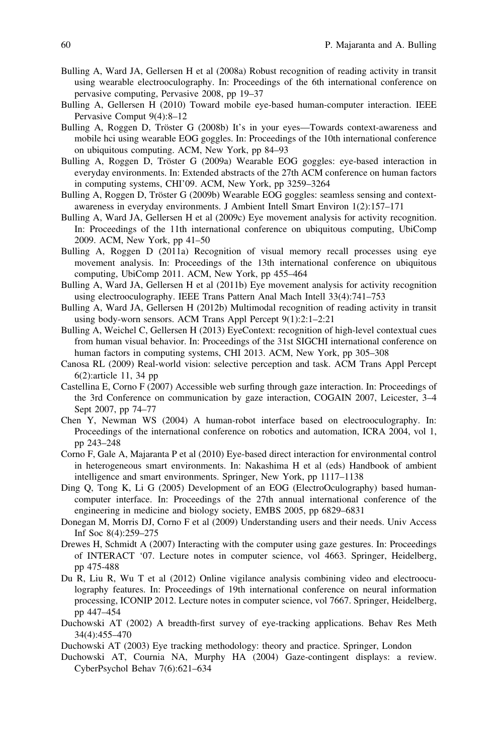Bulling A, Ward JA, Gellersen H et al (2008a) Robust recognition of reading activity in transit using wearable electrooculography. In: Proceedings of the 6th international conference on pervasive computing, Pervasive 2008, pp 19–37

Bulling A, Gellersen H (2010) Toward mobile eye-based human-computer interaction. IEEE Pervasive Comput 9(4):8–12

Bulling A, Roggen D, Tröster G (2008b) It's in your eyes—Towards context-awareness and mobile hci using wearable EOG goggles. In: Proceedings of the 10th international conference on ubiquitous computing. ACM, New York, pp 84–93

Bulling A, Roggen D, Tröster G (2009a) Wearable EOG goggles: eye-based interaction in everyday environments. In: Extended abstracts of the 27th ACM conference on human factors in computing systems, CHI'09. ACM, New York, pp 3259–3264

Bulling A, Roggen D, Tröster G (2009b) Wearable EOG goggles: seamless sensing and context-awareness in everyday environments. J Ambient Intell Smart Environ 1(2):157–171

Bulling A, Ward JA, Gellersen H et al (2009c) Eye movement analysis for activity recognition. In: Proceedings of the 11th international conference on ubiquitous computing, UbiComp 2009. ACM, New York, pp 41–50

Bulling A, Roggen D (2011a) Recognition of visual memory recall processes using eye movement analysis. In: Proceedings of the 13th international conference on ubiquitous computing, UbiComp 2011. ACM, New York, pp 455–464

Bulling A, Ward JA, Gellersen H et al (2011b) Eye movement analysis for activity recognition using electrooculography. IEEE Trans Pattern Anal Mach Intell 33(4):741–753

Bulling A, Ward JA, Gellersen H (2012b) Multimodal recognition of reading activity in transit using body-worn sensors. ACM Trans Appl Percept 9(1):2:1–2:21

Bulling A, Weichel C, Gellersen H (2013) EyeContext: recognition of high-level contextual cues from human visual behavior. In: Proceedings of the 31st SIGCHI international conference on human factors in computing systems, CHI 2013. ACM, New York, pp 305–308

Canosa RL (2009) Real-world vision: selective perception and task. ACM Trans Appl Percept 6(2):article 11, 34 pp

Castellina E, Corno F (2007) Accessible web surfing through gaze interaction. In: Proceedings of the 3rd Conference on communication by gaze interaction, COGAIN 2007, Leicester, 3–4 Sept 2007, pp 74–77

Chen Y, Newman WS (2004) A human-robot interface based on electrooculography. In: Proceedings of the international conference on robotics and automation, ICRA 2004, vol 1, pp 243–248

Corno F, Gale A, Majaranta P et al (2010) Eye-based direct interaction for environmental control in heterogeneous smart environments. In: Nakashima H et al (eds) Handbook of ambient intelligence and smart environments. Springer, New York, pp 1117–1138

Ding Q, Tong K, Li G (2005) Development of an EOG (ElectroOculography) based human-computer interface. In: Proceedings of the 27th annual international conference of the engineering in medicine and biology society, EMBS 2005, pp 6829–6831

Donegan M, Morris DJ, Corno F et al (2009) Understanding users and their needs. Univ Access Inf Soc 8(4):259–275

Drewes H, Schmidt A (2007) Interacting with the computer using gaze gestures. In: Proceedings of INTERACT '07. Lecture notes in computer science, vol 4663. Springer, Heidelberg, pp 475-488

Du R, Liu R, Wu T et al (2012) Online vigilance analysis combining video and electrooculography features. In: Proceedings of 19th international conference on neural information processing, ICONIP 2012. Lecture notes in computer science, vol 7667. Springer, Heidelberg, pp 447–454

Duchowski AT (2002) A breadth-first survey of eye-tracking applications. Behav Res Meth 34(4):455–470

Duchowski AT (2003) Eye tracking methodology: theory and practice. Springer, London

Duchowski AT, Cournia NA, Murphy HA (2004) Gaze-contingent displays: a review. CyberPsychol Behav 7(6):621–634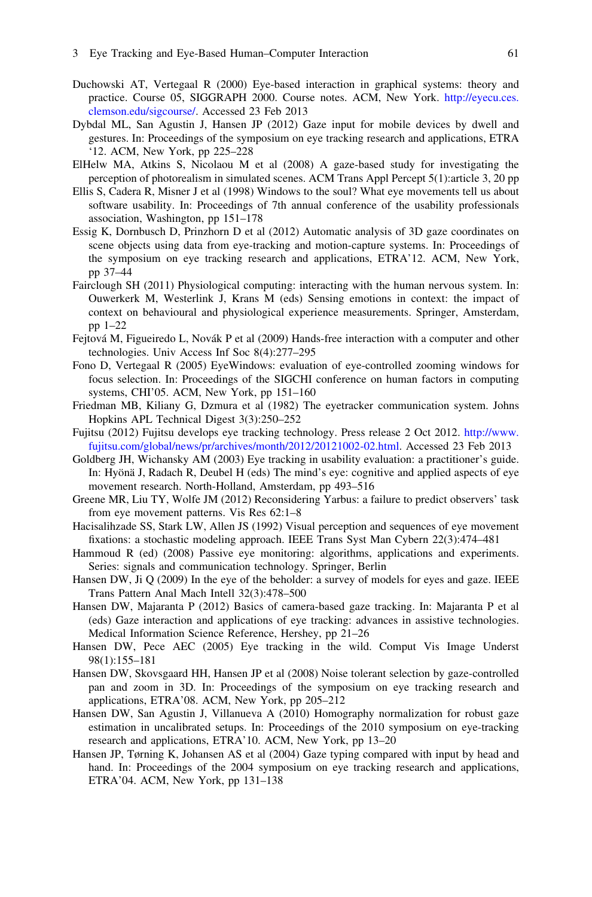Duchowski AT, Vertegaal R (2000) Eye-based interaction in graphical systems: theory and practice. Course 05, SIGGRAPH 2000. Course notes. ACM, New York. http://eyecu.ces.clemson.edu/sigcourse/. Accessed 23 Feb 2013

Dybdal ML, San Agustin J, Hansen JP (2012) Gaze input for mobile devices by dwell and gestures. In: Proceedings of the symposium on eye tracking research and applications, ETRA '12. ACM, New York, pp 225–228

ElHelw MA, Atkins S, Nicolaou M et al (2008) A gaze-based study for investigating the perception of photorealism in simulated scenes. ACM Trans Appl Percept 5(1):article 3, 20 pp

Ellis S, Cadera R, Misner J et al (1998) Windows to the soul? What eye movements tell us about software usability. In: Proceedings of 7th annual conference of the usability professionals association, Washington, pp 151–178

Essig K, Dornbusch D, Prinzhorn D et al (2012) Automatic analysis of 3D gaze coordinates on scene objects using data from eye-tracking and motion-capture systems. In: Proceedings of the symposium on eye tracking research and applications, ETRA'12. ACM, New York, pp 37–44

Fairclough SH (2011) Physiological computing: interacting with the human nervous system. In: Ouwerkerk M, Westerlink J, Krans M (eds) Sensing emotions in context: the impact of context on behavioural and physiological experience measurements. Springer, Amsterdam, pp 1–22

Fejtová M, Figueiredo L, Novák P et al (2009) Hands-free interaction with a computer and other technologies. Univ Access Inf Soc 8(4):277–295

Fono D, Vertegaal R (2005) EyeWindows: evaluation of eye-controlled zooming windows for focus selection. In: Proceedings of the SIGCHI conference on human factors in computing systems, CHI'05. ACM, New York, pp 151–160

Friedman MB, Kiliany G, Dzmura et al (1982) The eyetracker communication system. Johns Hopkins APL Technical Digest 3(3):250–252

Fujitsu (2012) Fujitsu develops eye tracking technology. Press release 2 Oct 2012. http://www.fujitsu.com/global/news/pr/archives/month/2012/20121002-02.html. Accessed 23 Feb 2013

Goldberg JH, Wichansky AM (2003) Eye tracking in usability evaluation: a practitioner's guide. In: Hyönä J, Radach R, Deubel H (eds) The mind's eye: cognitive and applied aspects of eye movement research. North-Holland, Amsterdam, pp 493–516

Greene MR, Liu TY, Wolfe JM (2012) Reconsidering Yarbus: a failure to predict observers' task from eye movement patterns. Vis Res 62:1–8

Hacisalihzade SS, Stark LW, Allen JS (1992) Visual perception and sequences of eye movement fixations: a stochastic modeling approach. IEEE Trans Syst Man Cybern 22(3):474–481

Hammoud R (ed) (2008) Passive eye monitoring: algorithms, applications and experiments. Series: signals and communication technology. Springer, Berlin

Hansen DW, Ji Q (2009) In the eye of the beholder: a survey of models for eyes and gaze. IEEE Trans Pattern Anal Mach Intell 32(3):478–500

Hansen DW, Majaranta P (2012) Basics of camera-based gaze tracking. In: Majaranta P et al (eds) Gaze interaction and applications of eye tracking: advances in assistive technologies. Medical Information Science Reference, Hershey, pp 21–26

Hansen DW, Pece AEC (2005) Eye tracking in the wild. Comput Vis Image Underst 98(1):155–181

Hansen DW, Skovsgaard HH, Hansen JP et al (2008) Noise tolerant selection by gaze-controlled pan and zoom in 3D. In: Proceedings of the symposium on eye tracking research and applications, ETRA'08. ACM, New York, pp 205–212

Hansen DW, San Agustin J, Villanueva A (2010) Homography normalization for robust gaze estimation in uncalibrated setups. In: Proceedings of the 2010 symposium on eye-tracking research and applications, ETRA'10. ACM, New York, pp 13–20

Hansen JP, Tørning K, Johansen AS et al (2004) Gaze typing compared with input by head and hand. In: Proceedings of the 2004 symposium on eye tracking research and applications, ETRA'04. ACM, New York, pp 131–138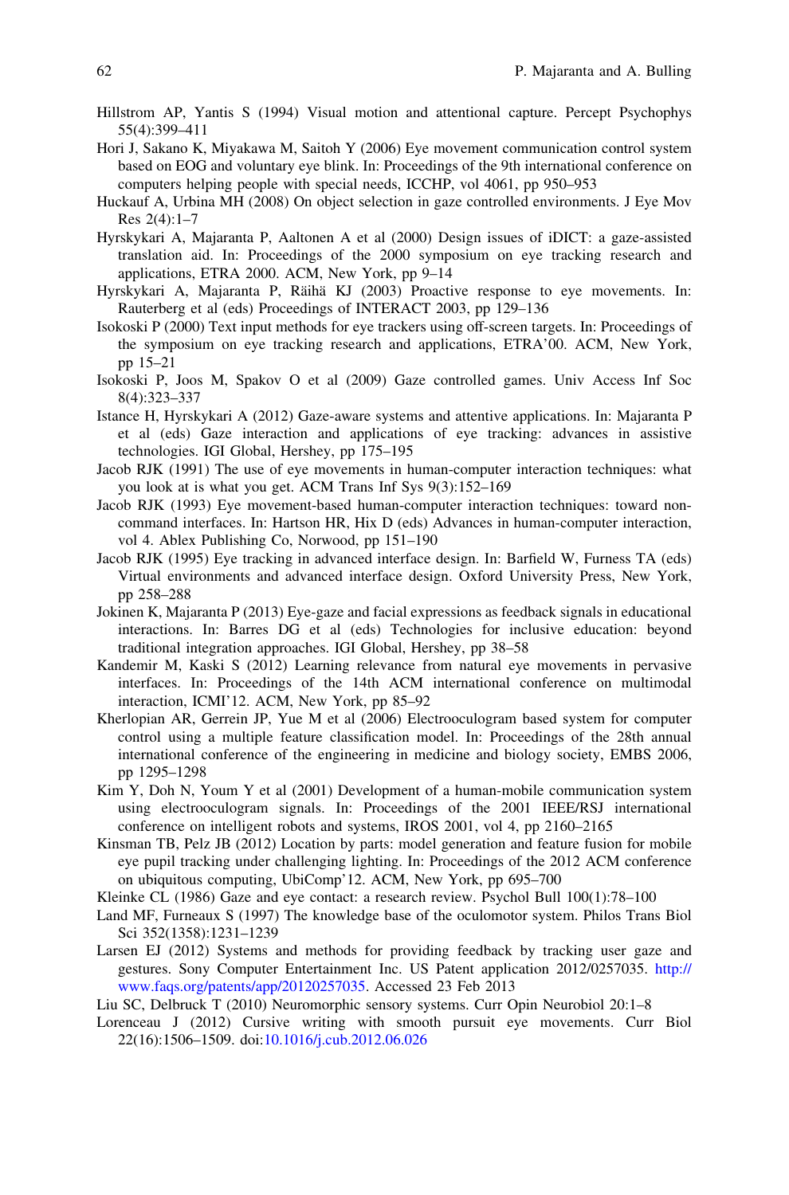Hillstrom AP, Yantis S (1994) Visual motion and attentional capture. Percept Psychophys 55(4):399–411

Hori J, Sakano K, Miyakawa M, Saitoh Y (2006) Eye movement communication control system based on EOG and voluntary eye blink. In: Proceedings of the 9th international conference on computers helping people with special needs, ICCHP, vol 4061, pp 950–953

Huckauf A, Urbina MH (2008) On object selection in gaze controlled environments. J Eye Mov Res 2(4):1–7

Hyrskykari A, Majaranta P, Aaltonen A et al (2000) Design issues of iDICT: a gaze-assisted translation aid. In: Proceedings of the 2000 symposium on eye tracking research and applications, ETRA 2000. ACM, New York, pp 9–14

Hyrskykari A, Majaranta P, Räihä KJ (2003) Proactive response to eye movements. In: Rauterberg et al (eds) Proceedings of INTERACT 2003, pp 129–136

Isokoski P (2000) Text input methods for eye trackers using off-screen targets. In: Proceedings of the symposium on eye tracking research and applications, ETRA'00. ACM, New York, pp 15–21

Isokoski P, Joos M, Spakov O et al (2009) Gaze controlled games. Univ Access Inf Soc 8(4):323–337

Istance H, Hyrskykari A (2012) Gaze-aware systems and attentive applications. In: Majaranta P et al (eds) Gaze interaction and applications of eye tracking: advances in assistive technologies. IGI Global, Hershey, pp 175–195

Jacob RJK (1991) The use of eye movements in human-computer interaction techniques: what you look at is what you get. ACM Trans Inf Sys 9(3):152–169

Jacob RJK (1993) Eye movement-based human-computer interaction techniques: toward non-command interfaces. In: Hartson HR, Hix D (eds) Advances in human-computer interaction, vol 4. Ablex Publishing Co, Norwood, pp 151–190

Jacob RJK (1995) Eye tracking in advanced interface design. In: Barfield W, Furness TA (eds) Virtual environments and advanced interface design. Oxford University Press, New York, pp 258–288

Jokinen K, Majaranta P (2013) Eye-gaze and facial expressions as feedback signals in educational interactions. In: Barres DG et al (eds) Technologies for inclusive education: beyond traditional integration approaches. IGI Global, Hershey, pp 38–58

Kandemir M, Kaski S (2012) Learning relevance from natural eye movements in pervasive interfaces. In: Proceedings of the 14th ACM international conference on multimodal interaction, ICMI'12. ACM, New York, pp 85–92

Kherlopian AR, Gerrein JP, Yue M et al (2006) Electrooculogram based system for computer control using a multiple feature classification model. In: Proceedings of the 28th annual international conference of the engineering in medicine and biology society, EMBS 2006, pp 1295–1298

Kim Y, Doh N, Youm Y et al (2001) Development of a human-mobile communication system using electrooculogram signals. In: Proceedings of the 2001 IEEE/RSJ international conference on intelligent robots and systems, IROS 2001, vol 4, pp 2160–2165

Kinsman TB, Pelz JB (2012) Location by parts: model generation and feature fusion for mobile eye pupil tracking under challenging lighting. In: Proceedings of the 2012 ACM conference on ubiquitous computing, UbiComp'12. ACM, New York, pp 695–700

Kleinke CL (1986) Gaze and eye contact: a research review. Psychol Bull 100(1):78–100

Land MF, Furneaux S (1997) The knowledge base of the oculomotor system. Philos Trans Biol Sci 352(1358):1231–1239

Larsen EJ (2012) Systems and methods for providing feedback by tracking user gaze and gestures. Sony Computer Entertainment Inc. US Patent application 2012/0257035. http://www.faqs.org/patents/app/20120257035. Accessed 23 Feb 2013

Liu SC, Delbruck T (2010) Neuromorphic sensory systems. Curr Opin Neurobiol 20:1–8

Lorenceau J (2012) Cursive writing with smooth pursuit eye movements. Curr Biol 22(16):1506–1509. doi:10.1016/j.cub.2012.06.026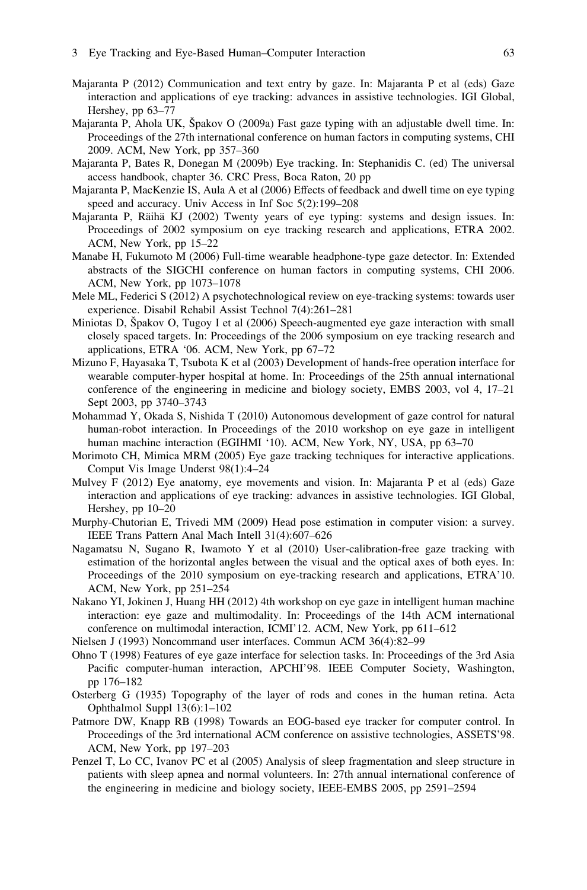Majaranta P (2012) Communication and text entry by gaze. In: Majaranta P et al (eds) Gaze interaction and applications of eye tracking: advances in assistive technologies. IGI Global, Hershey, pp 63–77

Majaranta P, Ahola UK, Špakov O (2009a) Fast gaze typing with an adjustable dwell time. In: Proceedings of the 27th international conference on human factors in computing systems, CHI 2009. ACM, New York, pp 357–360

Majaranta P, Bates R, Donegan M (2009b) Eye tracking. In: Stephanidis C. (ed) The universal access handbook, chapter 36. CRC Press, Boca Raton, 20 pp

Majaranta P, MacKenzie IS, Aula A et al (2006) Effects of feedback and dwell time on eye typing speed and accuracy. Univ Access in Inf Soc 5(2):199–208

Majaranta P, Räihä KJ (2002) Twenty years of eye typing: systems and design issues. In: Proceedings of 2002 symposium on eye tracking research and applications, ETRA 2002. ACM, New York, pp 15–22

Manabe H, Fukumoto M (2006) Full-time wearable headphone-type gaze detector. In: Extended abstracts of the SIGCHI conference on human factors in computing systems, CHI 2006. ACM, New York, pp 1073–1078

Mele ML, Federici S (2012) A psychotechnological review on eye-tracking systems: towards user experience. Disabil Rehabil Assist Technol 7(4):261–281

Miniotas D, Špakov O, Tugoy I et al (2006) Speech-augmented eye gaze interaction with small closely spaced targets. In: Proceedings of the 2006 symposium on eye tracking research and applications, ETRA '06. ACM, New York, pp 67–72

Mizuno F, Hayasaka T, Tsubota K et al (2003) Development of hands-free operation interface for wearable computer-hyper hospital at home. In: Proceedings of the 25th annual international conference of the engineering in medicine and biology society, EMBS 2003, vol 4, 17–21 Sept 2003, pp 3740–3743

Mohammad Y, Okada S, Nishida T (2010) Autonomous development of gaze control for natural human-robot interaction. In Proceedings of the 2010 workshop on eye gaze in intelligent human machine interaction (EGIHMI '10). ACM, New York, NY, USA, pp 63–70

Morimoto CH, Mimica MRM (2005) Eye gaze tracking techniques for interactive applications. Comput Vis Image Underst 98(1):4–24

Mulvey F (2012) Eye anatomy, eye movements and vision. In: Majaranta P et al (eds) Gaze interaction and applications of eye tracking: advances in assistive technologies. IGI Global, Hershey, pp 10–20

Murphy-Chutorian E, Trivedi MM (2009) Head pose estimation in computer vision: a survey. IEEE Trans Pattern Anal Mach Intell 31(4):607–626

Nagamatsu N, Sugano R, Iwamoto Y et al (2010) User-calibration-free gaze tracking with estimation of the horizontal angles between the visual and the optical axes of both eyes. In: Proceedings of the 2010 symposium on eye-tracking research and applications, ETRA'10. ACM, New York, pp 251–254

Nakano YI, Jokinen J, Huang HH (2012) 4th workshop on eye gaze in intelligent human machine interaction: eye gaze and multimodality. In: Proceedings of the 14th ACM international conference on multimodal interaction, ICMI'12. ACM, New York, pp 611–612

Nielsen J (1993) Noncommand user interfaces. Commun ACM 36(4):82–99

Ohno T (1998) Features of eye gaze interface for selection tasks. In: Proceedings of the 3rd Asia Pacific computer-human interaction, APCHI'98. IEEE Computer Society, Washington, pp 176–182

Osterberg G (1935) Topography of the layer of rods and cones in the human retina. Acta Ophthalmol Suppl 13(6):1–102

Patmore DW, Knapp RB (1998) Towards an EOG-based eye tracker for computer control. In Proceedings of the 3rd international ACM conference on assistive technologies, ASSETS'98. ACM, New York, pp 197–203

Penzel T, Lo CC, Ivanov PC et al (2005) Analysis of sleep fragmentation and sleep structure in patients with sleep apnea and normal volunteers. In: 27th annual international conference of the engineering in medicine and biology society, IEEE-EMBS 2005, pp 2591–2594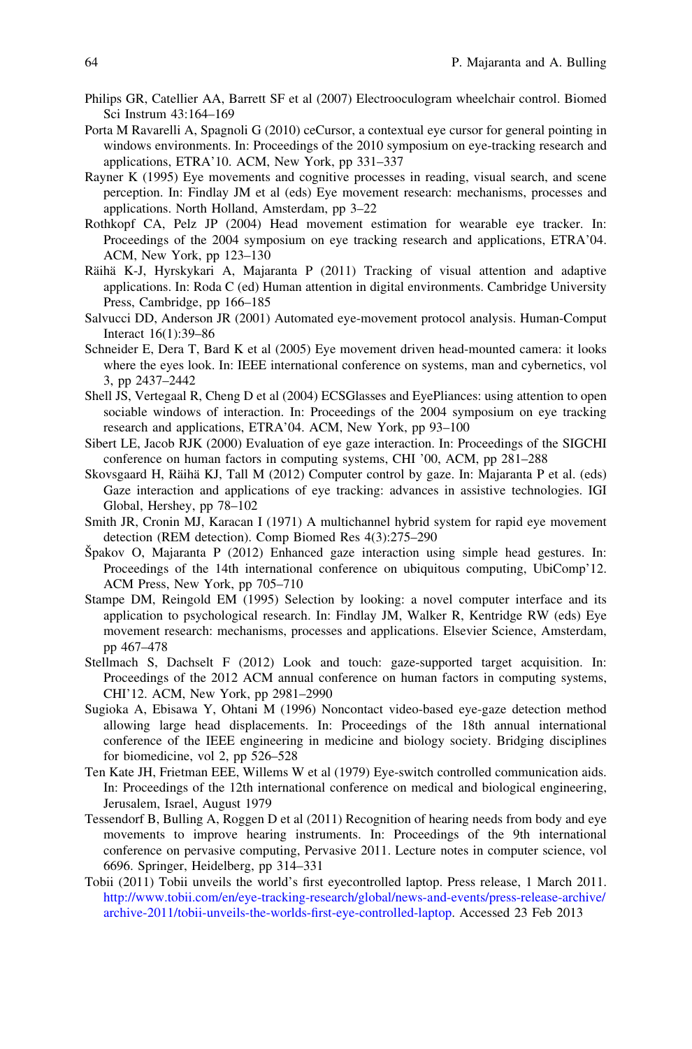Philips GR, Catellier AA, Barrett SF et al (2007) Electrooculogram wheelchair control. Biomed Sci Instrum 43:164–169

Porta M Ravarelli A, Spagnoli G (2010) ceCursor, a contextual eye cursor for general pointing in windows environments. In: Proceedings of the 2010 symposium on eye-tracking research and applications, ETRA'10. ACM, New York, pp 331–337

Rayner K (1995) Eye movements and cognitive processes in reading, visual search, and scene perception. In: Findlay JM et al (eds) Eye movement research: mechanisms, processes and applications. North Holland, Amsterdam, pp 3–22

Rothkopf CA, Pelz JP (2004) Head movement estimation for wearable eye tracker. In: Proceedings of the 2004 symposium on eye tracking research and applications, ETRA'04. ACM, New York, pp 123–130

Räihä K-J, Hyrskykari A, Majaranta P (2011) Tracking of visual attention and adaptive applications. In: Roda C (ed) Human attention in digital environments. Cambridge University Press, Cambridge, pp 166–185

Salvucci DD, Anderson JR (2001) Automated eye-movement protocol analysis. Human-Comput Interact 16(1):39–86

Schneider E, Dera T, Bard K et al (2005) Eye movement driven head-mounted camera: it looks where the eyes look. In: IEEE international conference on systems, man and cybernetics, vol 3, pp 2437–2442

Shell JS, Vertegaal R, Cheng D et al (2004) ECSGlasses and EyePliances: using attention to open sociable windows of interaction. In: Proceedings of the 2004 symposium on eye tracking research and applications, ETRA'04. ACM, New York, pp 93–100

Sibert LE, Jacob RJK (2000) Evaluation of eye gaze interaction. In: Proceedings of the SIGCHI conference on human factors in computing systems, CHI '00, ACM, pp 281–288

Skovsgaard H, Räihä KJ, Tall M (2012) Computer control by gaze. In: Majaranta P et al. (eds) Gaze interaction and applications of eye tracking: advances in assistive technologies. IGI Global, Hershey, pp 78–102

Smith JR, Cronin MJ, Karacan I (1971) A multichannel hybrid system for rapid eye movement detection (REM detection). Comp Biomed Res 4(3):275–290

Špakov O, Majaranta P (2012) Enhanced gaze interaction using simple head gestures. In: Proceedings of the 14th international conference on ubiquitous computing, UbiComp'12. ACM Press, New York, pp 705–710

Stampe DM, Reingold EM (1995) Selection by looking: a novel computer interface and its application to psychological research. In: Findlay JM, Walker R, Kentridge RW (eds) Eye movement research: mechanisms, processes and applications. Elsevier Science, Amsterdam, pp 467–478

Stellmach S, Dachselt F (2012) Look and touch: gaze-supported target acquisition. In: Proceedings of the 2012 ACM annual conference on human factors in computing systems, CHI'12. ACM, New York, pp 2981–2990

Sugioka A, Ebisawa Y, Ohtani M (1996) Noncontact video-based eye-gaze detection method allowing large head displacements. In: Proceedings of the 18th annual international conference of the IEEE engineering in medicine and biology society. Bridging disciplines for biomedicine, vol 2, pp 526–528

Ten Kate JH, Frietman EEE, Willems W et al (1979) Eye-switch controlled communication aids. In: Proceedings of the 12th international conference on medical and biological engineering, Jerusalem, Israel, August 1979

Tessendorf B, Bulling A, Roggen D et al (2011) Recognition of hearing needs from body and eye movements to improve hearing instruments. In: Proceedings of the 9th international conference on pervasive computing, Pervasive 2011. Lecture notes in computer science, vol 6696. Springer, Heidelberg, pp 314–331

Tobii (2011) Tobii unveils the world's first eyecontrolled laptop. Press release, 1 March 2011. http://www.tobii.com/en/eye-tracking-research/global/news-and-events/press-release-archive/archive-2011/tobii-unveils-the-worlds-first-eye-controlled-laptop. Accessed 23 Feb 2013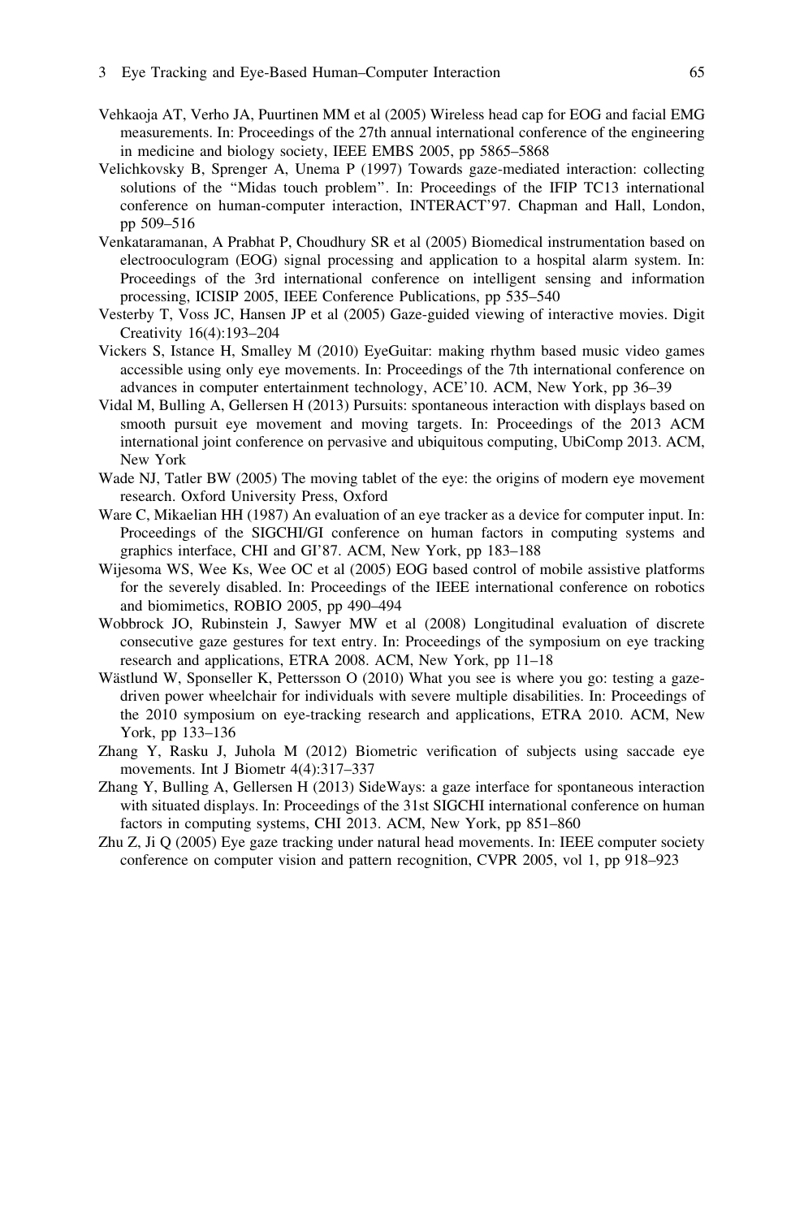Vehkaoja AT, Verho JA, Puurtinen MM et al (2005) Wireless head cap for EOG and facial EMG measurements. In: Proceedings of the 27th annual international conference of the engineering in medicine and biology society, IEEE EMBS 2005, pp 5865–5868

Velichkovsky B, Sprenger A, Unema P (1997) Towards gaze-mediated interaction: collecting solutions of the "Midas touch problem". In: Proceedings of the IFIP TC13 international conference on human-computer interaction, INTERACT'97. Chapman and Hall, London, pp 509–516

Venkataramanan, A Prabhat P, Choudhury SR et al (2005) Biomedical instrumentation based on electrooculogram (EOG) signal processing and application to a hospital alarm system. In: Proceedings of the 3rd international conference on intelligent sensing and information processing, ICISIP 2005, IEEE Conference Publications, pp 535–540

Vesterby T, Voss JC, Hansen JP et al (2005) Gaze-guided viewing of interactive movies. Digit Creativity 16(4):193–204

Vickers S, Istance H, Smalley M (2010) EyeGuitar: making rhythm based music video games accessible using only eye movements. In: Proceedings of the 7th international conference on advances in computer entertainment technology, ACE'10. ACM, New York, pp 36–39

Vidal M, Bulling A, Gellersen H (2013) Pursuits: spontaneous interaction with displays based on smooth pursuit eye movement and moving targets. In: Proceedings of the 2013 ACM international joint conference on pervasive and ubiquitous computing, UbiComp 2013. ACM, New York

Wade NJ, Tatler BW (2005) The moving tablet of the eye: the origins of modern eye movement research. Oxford University Press, Oxford

Ware C, Mikaelian HH (1987) An evaluation of an eye tracker as a device for computer input. In: Proceedings of the SIGCHI/GI conference on human factors in computing systems and graphics interface, CHI and GI'87. ACM, New York, pp 183–188

Wijesoma WS, Wee Ks, Wee OC et al (2005) EOG based control of mobile assistive platforms for the severely disabled. In: Proceedings of the IEEE international conference on robotics and biomimetics, ROBIO 2005, pp 490–494

Wobbrock JO, Rubinstein J, Sawyer MW et al (2008) Longitudinal evaluation of discrete consecutive gaze gestures for text entry. In: Proceedings of the symposium on eye tracking research and applications, ETRA 2008. ACM, New York, pp 11–18

Wästlund W, Sponseller K, Pettersson O (2010) What you see is where you go: testing a gaze-driven power wheelchair for individuals with severe multiple disabilities. In: Proceedings of the 2010 symposium on eye-tracking research and applications, ETRA 2010. ACM, New York, pp 133–136

Zhang Y, Rasku J, Juhola M (2012) Biometric verification of subjects using saccade eye movements. Int J Biometr 4(4):317–337

Zhang Y, Bulling A, Gellersen H (2013) SideWays: a gaze interface for spontaneous interaction with situated displays. In: Proceedings of the 31st SIGCHI international conference on human factors in computing systems, CHI 2013. ACM, New York, pp 851–860

Zhu Z, Ji Q (2005) Eye gaze tracking under natural head movements. In: IEEE computer society conference on computer vision and pattern recognition, CVPR 2005, vol 1, pp 918–923